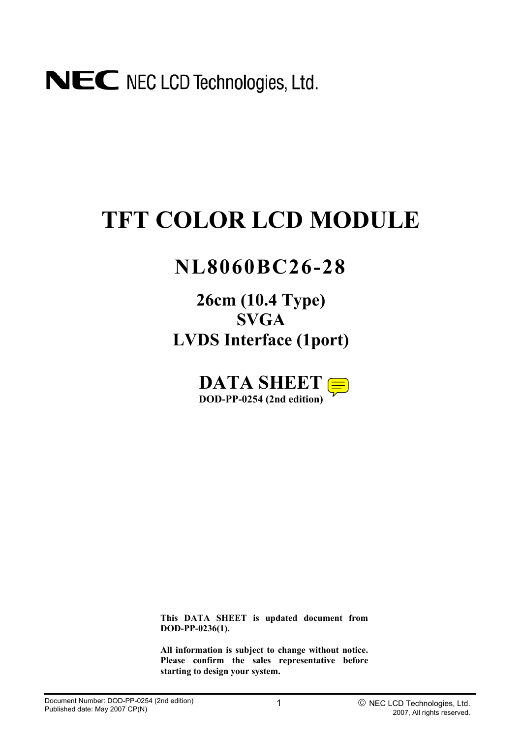NEC NEC LCD Technologies, Ltd.

# TFT COLOR LCD MODULE

## NL8060BC26-28

### 26cm (10.4 Type)
### SVGA
### LVDS Interface (1port)

## DATA SHEET

**DOD-PP-0254 (2nd edition)**

**This DATA SHEET is updated document from DOD-PP-0236(1).**

**All information is subject to change without notice. Please confirm the sales representative before starting to design your system.**

Document Number: DOD-PP-0254 (2nd edition)
Published date: May 2007 CP(N)

© NEC LCD Technologies, Ltd. 2007, All rights reserved.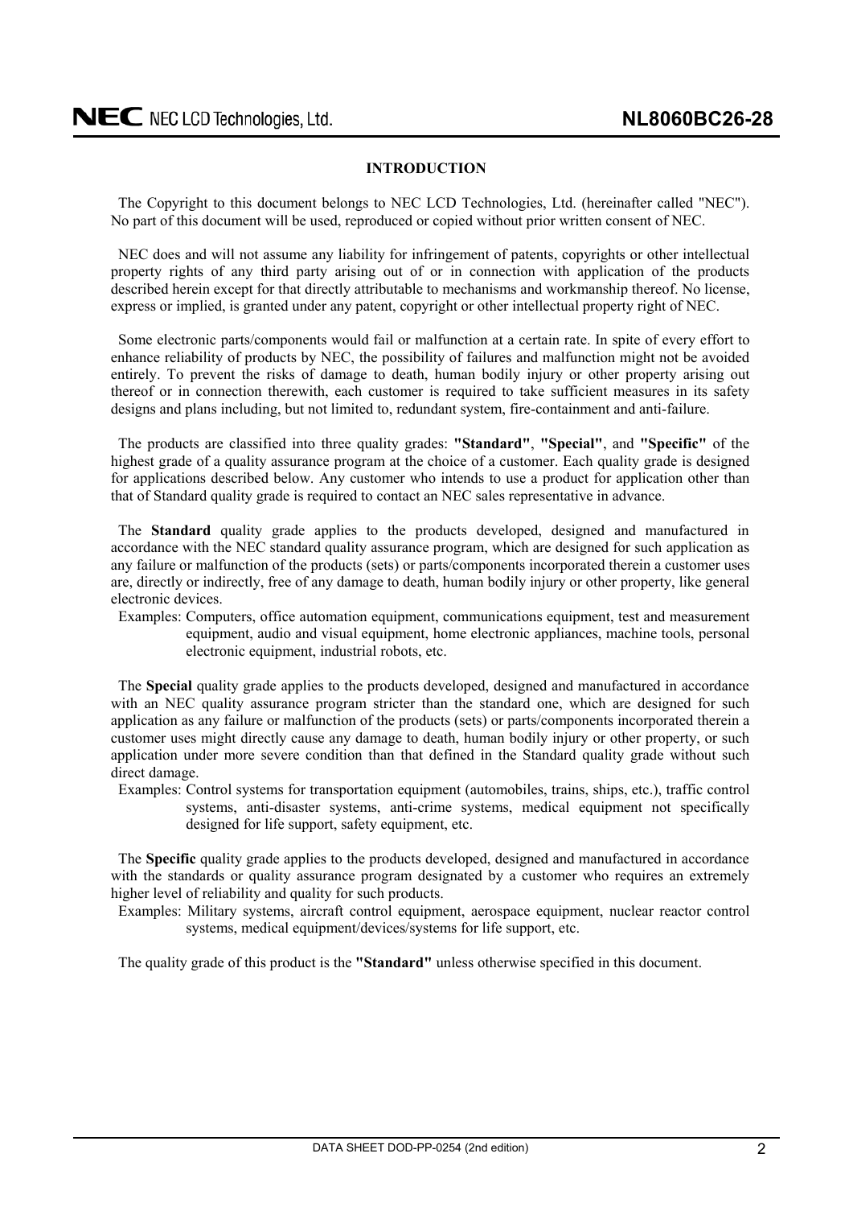## INTRODUCTION

The Copyright to this document belongs to NEC LCD Technologies, Ltd. (hereinafter called "NEC"). No part of this document will be used, reproduced or copied without prior written consent of NEC.

NEC does and will not assume any liability for infringement of patents, copyrights or other intellectual property rights of any third party arising out of or in connection with application of the products described herein except for that directly attributable to mechanisms and workmanship thereof. No license, express or implied, is granted under any patent, copyright or other intellectual property right of NEC.

Some electronic parts/components would fail or malfunction at a certain rate. In spite of every effort to enhance reliability of products by NEC, the possibility of failures and malfunction might not be avoided entirely. To prevent the risks of damage to death, human bodily injury or other property arising out thereof or in connection therewith, each customer is required to take sufficient measures in its safety designs and plans including, but not limited to, redundant system, fire-containment and anti-failure.

The products are classified into three quality grades: **"Standard"**, **"Special"**, and **"Specific"** of the highest grade of a quality assurance program at the choice of a customer. Each quality grade is designed for applications described below. Any customer who intends to use a product for application other than that of Standard quality grade is required to contact an NEC sales representative in advance.

The **Standard** quality grade applies to the products developed, designed and manufactured in accordance with the NEC standard quality assurance program, which are designed for such application as any failure or malfunction of the products (sets) or parts/components incorporated therein a customer uses are, directly or indirectly, free of any damage to death, human bodily injury or other property, like general electronic devices.

Examples: Computers, office automation equipment, communications equipment, test and measurement equipment, audio and visual equipment, home electronic appliances, machine tools, personal electronic equipment, industrial robots, etc.

The **Special** quality grade applies to the products developed, designed and manufactured in accordance with an NEC quality assurance program stricter than the standard one, which are designed for such application as any failure or malfunction of the products (sets) or parts/components incorporated therein a customer uses might directly cause any damage to death, human bodily injury or other property, or such application under more severe condition than that defined in the Standard quality grade without such direct damage.

Examples: Control systems for transportation equipment (automobiles, trains, ships, etc.), traffic control systems, anti-disaster systems, anti-crime systems, medical equipment not specifically designed for life support, safety equipment, etc.

The **Specific** quality grade applies to the products developed, designed and manufactured in accordance with the standards or quality assurance program designated by a customer who requires an extremely higher level of reliability and quality for such products.

Examples: Military systems, aircraft control equipment, aerospace equipment, nuclear reactor control systems, medical equipment/devices/systems for life support, etc.

The quality grade of this product is the **"Standard"** unless otherwise specified in this document.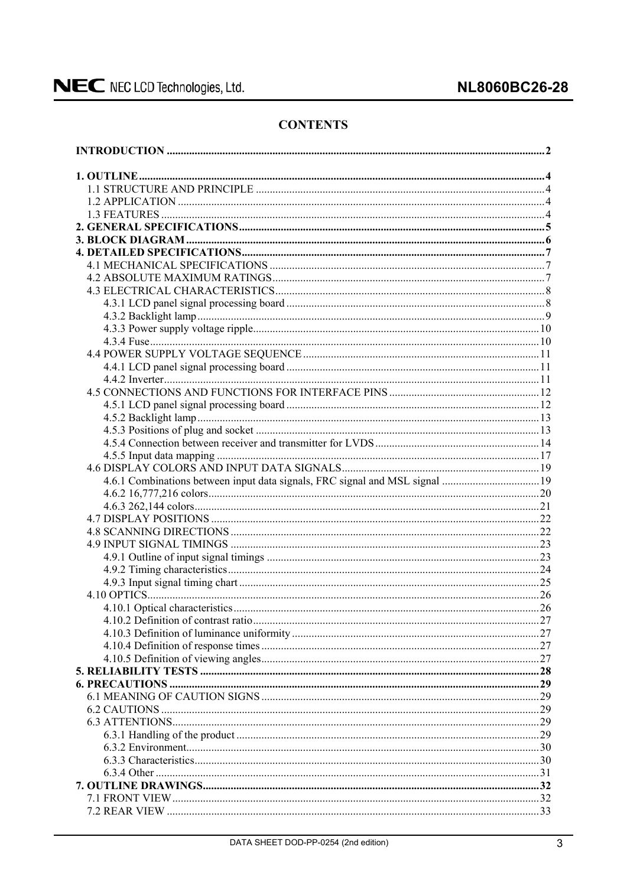# CONTENTS

**INTRODUCTION** ..... 2

**1. OUTLINE** ..... 4
- 1.1 STRUCTURE AND PRINCIPLE ..... 4
- 1.2 APPLICATION ..... 4
- 1.3 FEATURES ..... 4

**2. GENERAL SPECIFICATIONS** ..... 5

**3. BLOCK DIAGRAM** ..... 6

**4. DETAILED SPECIFICATIONS** ..... 7
- 4.1 MECHANICAL SPECIFICATIONS ..... 7
- 4.2 ABSOLUTE MAXIMUM RATINGS ..... 7
- 4.3 ELECTRICAL CHARACTERISTICS ..... 8
  - 4.3.1 LCD panel signal processing board ..... 8
  - 4.3.2 Backlight lamp ..... 9
  - 4.3.3 Power supply voltage ripple ..... 10
  - 4.3.4 Fuse ..... 10
- 4.4 POWER SUPPLY VOLTAGE SEQUENCE ..... 11
  - 4.4.1 LCD panel signal processing board ..... 11
  - 4.4.2 Inverter ..... 11
- 4.5 CONNECTIONS AND FUNCTIONS FOR INTERFACE PINS ..... 12
  - 4.5.1 LCD panel signal processing board ..... 12
  - 4.5.2 Backlight lamp ..... 13
  - 4.5.3 Positions of plug and socket ..... 13
  - 4.5.4 Connection between receiver and transmitter for LVDS ..... 14
  - 4.5.5 Input data mapping ..... 17
- 4.6 DISPLAY COLORS AND INPUT DATA SIGNALS ..... 19
  - 4.6.1 Combinations between input data signals, FRC signal and MSL signal ..... 19
  - 4.6.2 16,777,216 colors ..... 20
  - 4.6.3 262,144 colors ..... 21
- 4.7 DISPLAY POSITIONS ..... 22
- 4.8 SCANNING DIRECTIONS ..... 22
- 4.9 INPUT SIGNAL TIMINGS ..... 23
  - 4.9.1 Outline of input signal timings ..... 23
  - 4.9.2 Timing characteristics ..... 24
  - 4.9.3 Input signal timing chart ..... 25
- 4.10 OPTICS ..... 26
  - 4.10.1 Optical characteristics ..... 26
  - 4.10.2 Definition of contrast ratio ..... 27
  - 4.10.3 Definition of luminance uniformity ..... 27
  - 4.10.4 Definition of response times ..... 27
  - 4.10.5 Definition of viewing angles ..... 27

**5. RELIABILITY TESTS** ..... 28

**6. PRECAUTIONS** ..... 29
- 6.1 MEANING OF CAUTION SIGNS ..... 29
- 6.2 CAUTIONS ..... 29
- 6.3 ATTENTIONS ..... 29
  - 6.3.1 Handling of the product ..... 29
  - 6.3.2 Environment ..... 30
  - 6.3.3 Characteristics ..... 30
  - 6.3.4 Other ..... 31

**7. OUTLINE DRAWINGS** ..... 32
- 7.1 FRONT VIEW ..... 32
- 7.2 REAR VIEW ..... 33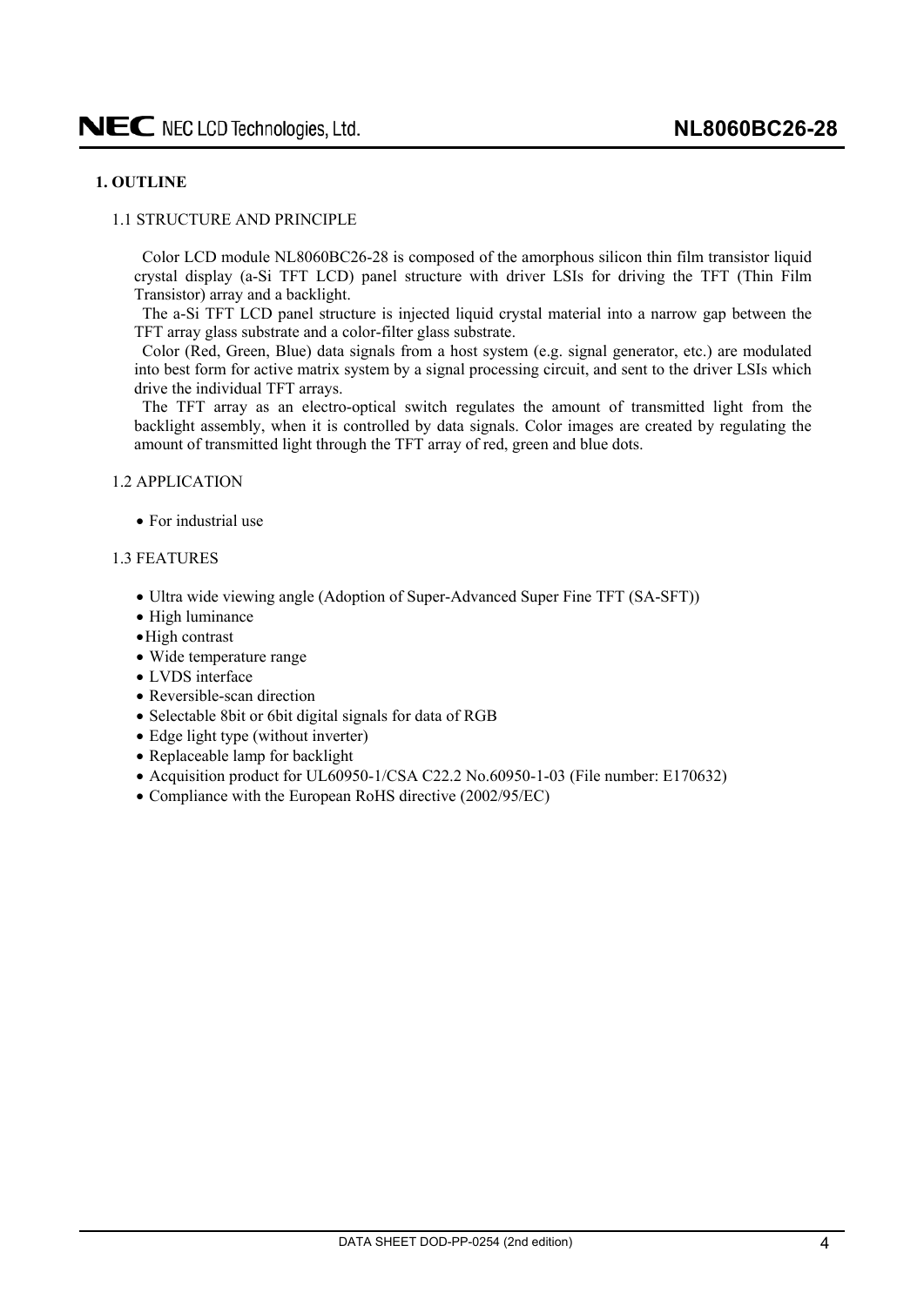## 1. OUTLINE

### 1.1 STRUCTURE AND PRINCIPLE

Color LCD module NL8060BC26-28 is composed of the amorphous silicon thin film transistor liquid crystal display (a-Si TFT LCD) panel structure with driver LSIs for driving the TFT (Thin Film Transistor) array and a backlight.

The a-Si TFT LCD panel structure is injected liquid crystal material into a narrow gap between the TFT array glass substrate and a color-filter glass substrate.

Color (Red, Green, Blue) data signals from a host system (e.g. signal generator, etc.) are modulated into best form for active matrix system by a signal processing circuit, and sent to the driver LSIs which drive the individual TFT arrays.

The TFT array as an electro-optical switch regulates the amount of transmitted light from the backlight assembly, when it is controlled by data signals. Color images are created by regulating the amount of transmitted light through the TFT array of red, green and blue dots.

### 1.2 APPLICATION

- For industrial use

### 1.3 FEATURES

- Ultra wide viewing angle (Adoption of Super-Advanced Super Fine TFT (SA-SFT))
- High luminance
- High contrast
- Wide temperature range
- LVDS interface
- Reversible-scan direction
- Selectable 8bit or 6bit digital signals for data of RGB
- Edge light type (without inverter)
- Replaceable lamp for backlight
- Acquisition product for UL60950-1/CSA C22.2 No.60950-1-03 (File number: E170632)
- Compliance with the European RoHS directive (2002/95/EC)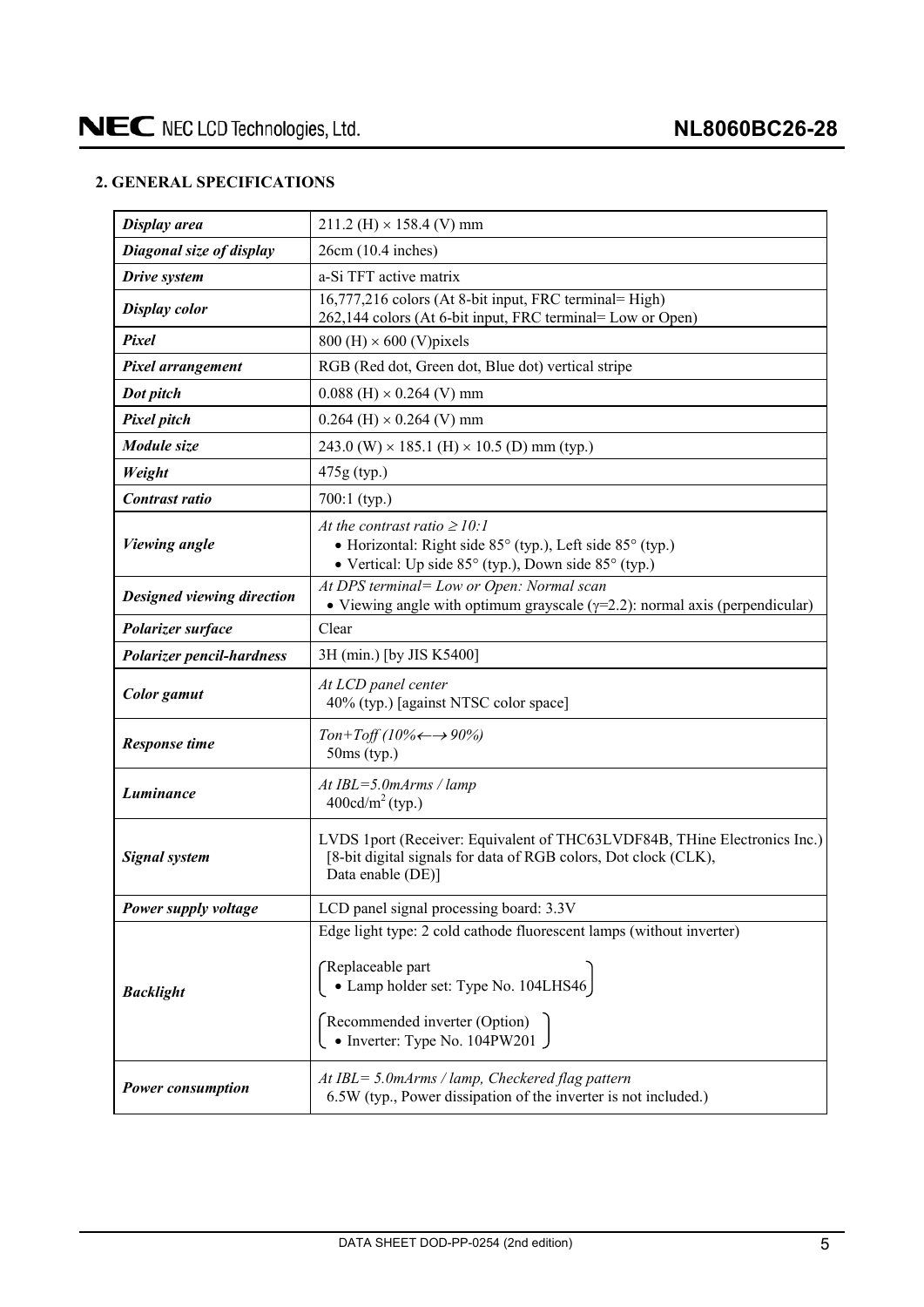## 2. GENERAL SPECIFICATIONS

| | |
|---|---|
| ***Display area*** | 211.2 (H) × 158.4 (V) mm |
| ***Diagonal size of display*** | 26cm (10.4 inches) |
| ***Drive system*** | a-Si TFT active matrix |
| ***Display color*** | 16,777,216 colors (At 8-bit input, FRC terminal= High)<br>262,144 colors (At 6-bit input, FRC terminal= Low or Open) |
| ***Pixel*** | 800 (H) × 600 (V)pixels |
| ***Pixel arrangement*** | RGB (Red dot, Green dot, Blue dot) vertical stripe |
| ***Dot pitch*** | 0.088 (H) × 0.264 (V) mm |
| ***Pixel pitch*** | 0.264 (H) × 0.264 (V) mm |
| ***Module size*** | 243.0 (W) × 185.1 (H) × 10.5 (D) mm (typ.) |
| ***Weight*** | 475g (typ.) |
| ***Contrast ratio*** | 700:1 (typ.) |
| ***Viewing angle*** | *At the contrast ratio ≥ 10:1*<br>• Horizontal: Right side 85° (typ.), Left side 85° (typ.)<br>• Vertical: Up side 85° (typ.), Down side 85° (typ.) |
| ***Designed viewing direction*** | *At DPS terminal= Low or Open: Normal scan*<br>• Viewing angle with optimum grayscale ($\gamma$=2.2): normal axis (perpendicular) |
| ***Polarizer surface*** | Clear |
| ***Polarizer pencil-hardness*** | 3H (min.) [by JIS K5400] |
| ***Color gamut*** | *At LCD panel center*<br>40% (typ.) [against NTSC color space] |
| ***Response time*** | *Ton+Toff (10%←→ 90%)*<br>50ms (typ.) |
| ***Luminance*** | *At IBL=5.0mArms / lamp*<br>400cd/m$^2$ (typ.) |
| ***Signal system*** | LVDS 1port (Receiver: Equivalent of THC63LVDF84B, THine Electronics Inc.)<br>[8-bit digital signals for data of RGB colors, Dot clock (CLK), Data enable (DE)] |
| ***Power supply voltage*** | LCD panel signal processing board: 3.3V |
| ***Backlight*** | Edge light type: 2 cold cathode fluorescent lamps (without inverter)<br>(Replaceable part<br>• Lamp holder set: Type No. 104LHS46)<br>(Recommended inverter (Option)<br>• Inverter: Type No. 104PW201) |
| ***Power consumption*** | *At IBL= 5.0mArms / lamp, Checkered flag pattern*<br>6.5W (typ., Power dissipation of the inverter is not included.) |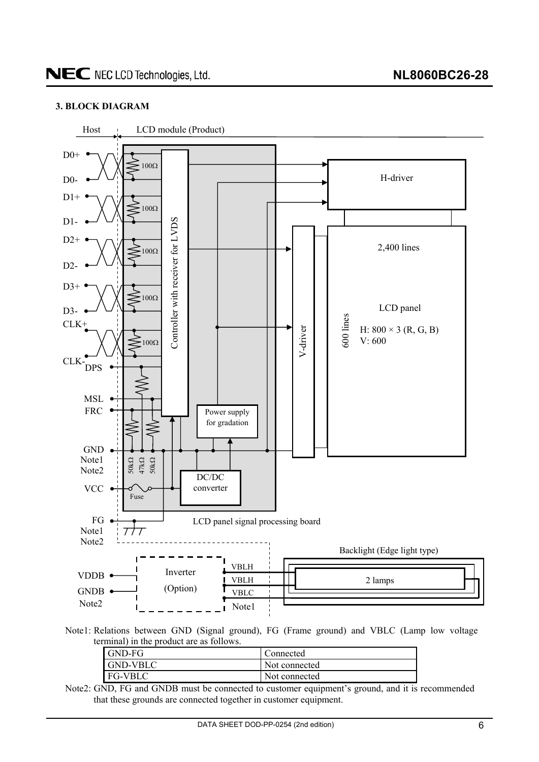### 3. BLOCK DIAGRAM

Host | LCD module (Product)

D0+, D0-, D1+, D1-, D2+, D2-, D3+, D3-, CLK+, CLK- (100Ω terminations)

DPS, MSL, FRC, GND (Note1, Note2), VCC (Fuse), FG (Note1, Note2)

50kΩ, 47kΩ, 50kΩ

Controller with receiver for LVDS

Power supply for gradation

DC/DC converter

LCD panel signal processing board

H-driver

V-driver

LCD panel: 2,400 lines; 600 lines; H: 800 × 3 (R, G, B), V: 600

Backlight (Edge light type): 2 lamps

Inverter (Option): VDDB, GNDB (Note2); VBLH, VBLH, VBLC (Note1)

Note1: Relations between GND (Signal ground), FG (Frame ground) and VBLC (Lamp low voltage terminal) in the product are as follows.

| | |
|---|---|
| GND-FG | Connected |
| GND-VBLC | Not connected |
| FG-VBLC | Not connected |

Note2: GND, FG and GNDB must be connected to customer equipment's ground, and it is recommended that these grounds are connected together in customer equipment.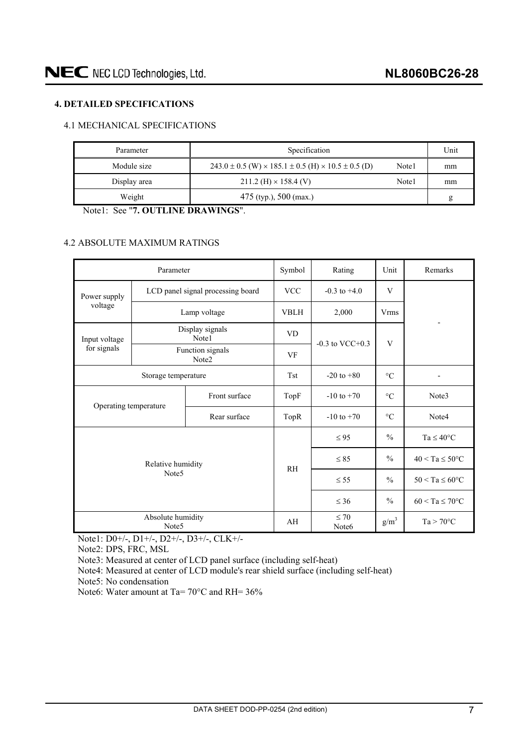## 4. DETAILED SPECIFICATIONS

### 4.1 MECHANICAL SPECIFICATIONS

| Parameter | Specification | | Unit |
|---|---|---|---|
| Module size | 243.0 ± 0.5 (W) × 185.1 ± 0.5 (H) × 10.5 ± 0.5 (D) | Note1 | mm |
| Display area | 211.2 (H) × 158.4 (V) | Note1 | mm |
| Weight | 475 (typ.), 500 (max.) | | g |

Note1: See "**7. OUTLINE DRAWINGS**".

### 4.2 ABSOLUTE MAXIMUM RATINGS

| Parameter | | Symbol | Rating | Unit | Remarks |
|---|---|---|---|---|---|
| Power supply voltage | LCD panel signal processing board | VCC | -0.3 to +4.0 | V | - |
| | Lamp voltage | VBLH | 2,000 | Vrms | |
| Input voltage for signals | Display signals Note1 | VD | -0.3 to VCC+0.3 | V | |
| | Function signals Note2 | VF | | | |
| Storage temperature | | Tst | -20 to +80 | °C | - |
| Operating temperature | Front surface | TopF | -10 to +70 | °C | Note3 |
| | Rear surface | TopR | -10 to +70 | °C | Note4 |
| Relative humidity Note5 | | RH | ≤ 95 | % | Ta ≤ 40°C |
| | | | ≤ 85 | % | 40 < Ta ≤ 50°C |
| | | | ≤ 55 | % | 50 < Ta ≤ 60°C |
| | | | ≤ 36 | % | 60 < Ta ≤ 70°C |
| Absolute humidity Note5 | | AH | ≤ 70 Note6 | $g/m^3$ | Ta > 70°C |

Note1: D0+/-, D1+/-, D2+/-, D3+/-, CLK+/-

Note2: DPS, FRC, MSL

Note3: Measured at center of LCD panel surface (including self-heat)

Note4: Measured at center of LCD module's rear shield surface (including self-heat)

Note5: No condensation

Note6: Water amount at Ta= 70°C and RH= 36%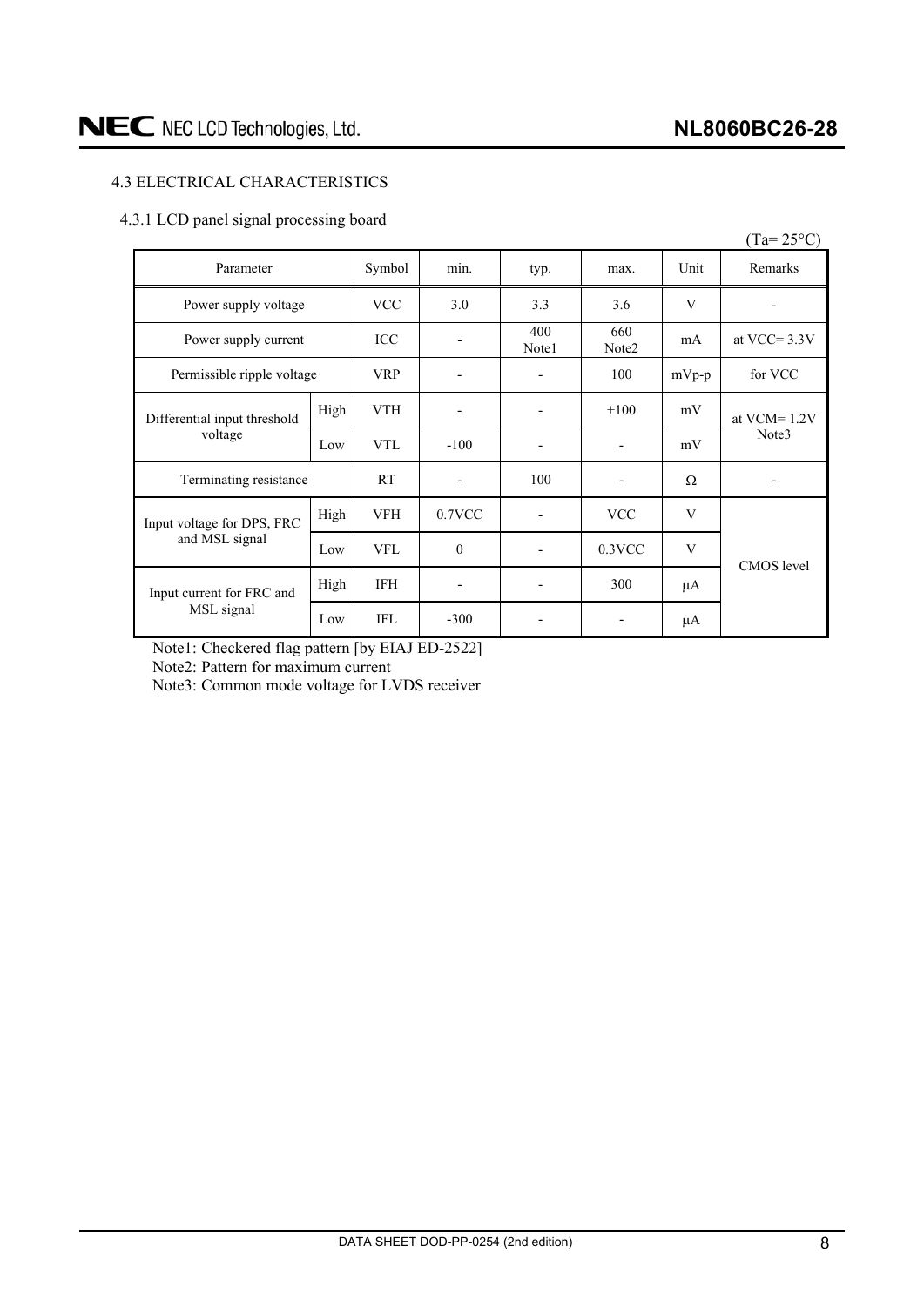## 4.3 ELECTRICAL CHARACTERISTICS

### 4.3.1 LCD panel signal processing board

(Ta= 25°C)

| Parameter | | Symbol | min. | typ. | max. | Unit | Remarks |
|---|---|---|---|---|---|---|---|
| Power supply voltage | | VCC | 3.0 | 3.3 | 3.6 | V | - |
| Power supply current | | ICC | - | 400 Note1 | 660 Note2 | mA | at VCC= 3.3V |
| Permissible ripple voltage | | VRP | - | - | 100 | mVp-p | for VCC |
| Differential input threshold voltage | High | VTH | - | - | +100 | mV | at VCM= 1.2V Note3 |
| | Low | VTL | -100 | - | - | mV | |
| Terminating resistance | | RT | - | 100 | - | Ω | - |
| Input voltage for DPS, FRC and MSL signal | High | VFH | 0.7VCC | - | VCC | V | CMOS level |
| | Low | VFL | 0 | - | 0.3VCC | V | |
| Input current for FRC and MSL signal | High | IFH | - | - | 300 | μA | |
| | Low | IFL | -300 | - | - | μA | |

Note1: Checkered flag pattern [by EIAJ ED-2522]

Note2: Pattern for maximum current

Note3: Common mode voltage for LVDS receiver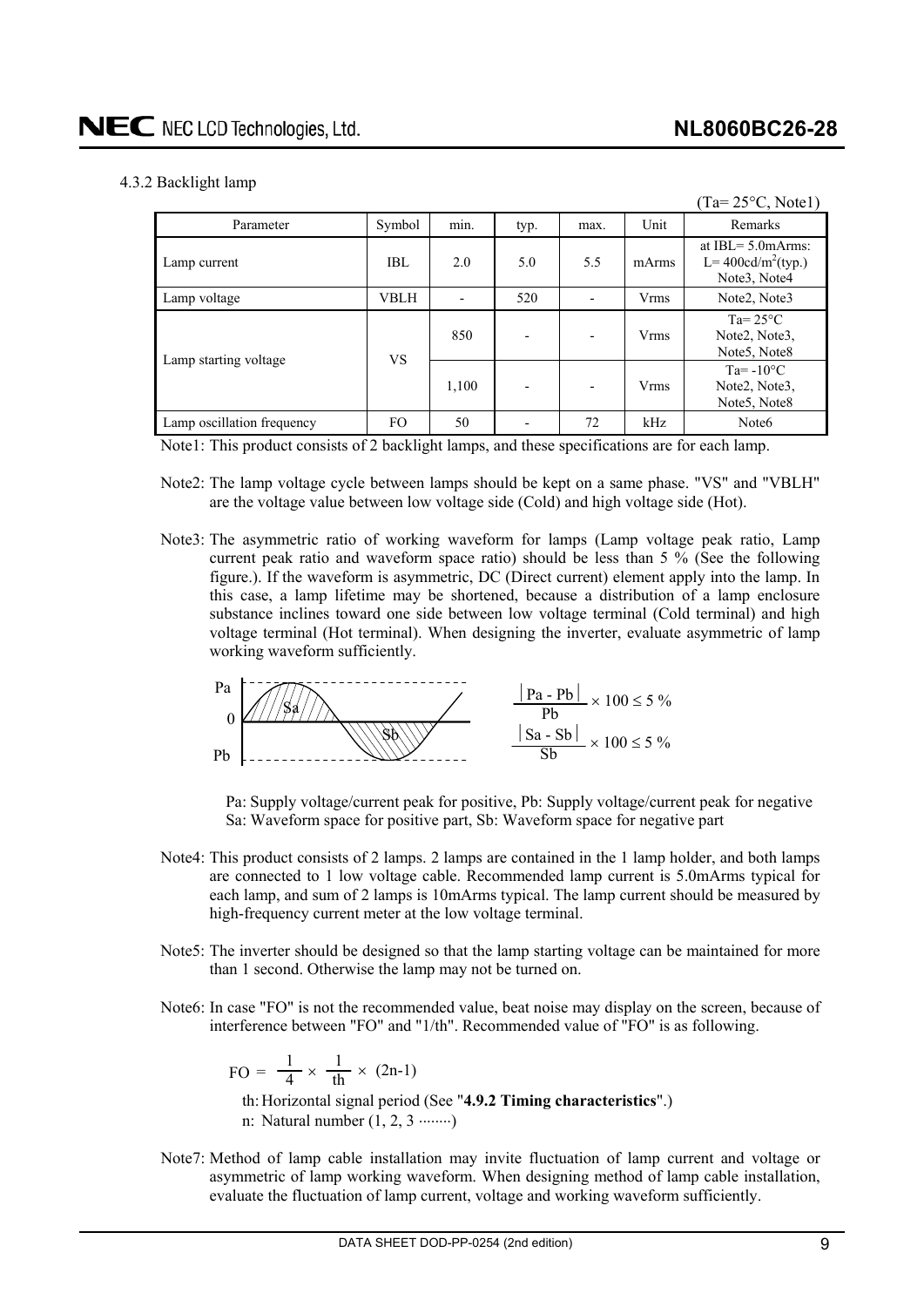### 4.3.2 Backlight lamp

(Ta= 25°C, Note1)

| Parameter | Symbol | min. | typ. | max. | Unit | Remarks |
|---|---|---|---|---|---|---|
| Lamp current | IBL | 2.0 | 5.0 | 5.5 | mArms | at IBL= 5.0mArms: L= 400cd/m$^2$(typ.) Note3, Note4 |
| Lamp voltage | VBLH | - | 520 | - | Vrms | Note2, Note3 |
| Lamp starting voltage | VS | 850 | - | - | Vrms | Ta= 25°C Note2, Note3, Note5, Note8 |
| | | 1,100 | - | - | Vrms | Ta= -10°C Note2, Note3, Note5, Note8 |
| Lamp oscillation frequency | FO | 50 | - | 72 | kHz | Note6 |

Note1: This product consists of 2 backlight lamps, and these specifications are for each lamp.

Note2: The lamp voltage cycle between lamps should be kept on a same phase. "VS" and "VBLH" are the voltage value between low voltage side (Cold) and high voltage side (Hot).

Note3: The asymmetric ratio of working waveform for lamps (Lamp voltage peak ratio, Lamp current peak ratio and waveform space ratio) should be less than 5 % (See the following figure.). If the waveform is asymmetric, DC (Direct current) element apply into the lamp. In this case, a lamp lifetime may be shortened, because a distribution of a lamp enclosure substance inclines toward one side between low voltage terminal (Cold terminal) and high voltage terminal (Hot terminal). When designing the inverter, evaluate asymmetric of lamp working waveform sufficiently.

$$\frac{|Pa - Pb|}{Pb} \times 100 \leq 5\ \%$$

$$\frac{|Sa - Sb|}{Sb} \times 100 \leq 5\ \%$$

Pa: Supply voltage/current peak for positive, Pb: Supply voltage/current peak for negative
Sa: Waveform space for positive part, Sb: Waveform space for negative part

Note4: This product consists of 2 lamps. 2 lamps are contained in the 1 lamp holder, and both lamps are connected to 1 low voltage cable. Recommended lamp current is 5.0mArms typical for each lamp, and sum of 2 lamps is 10mArms typical. The lamp current should be measured by high-frequency current meter at the low voltage terminal.

Note5: The inverter should be designed so that the lamp starting voltage can be maintained for more than 1 second. Otherwise the lamp may not be turned on.

Note6: In case "FO" is not the recommended value, beat noise may display on the screen, because of interference between "FO" and "1/th". Recommended value of "FO" is as following.

$$FO = \frac{1}{4} \times \frac{1}{th} \times (2n-1)$$

th: Horizontal signal period (See "**4.9.2 Timing characteristics**".)
n: Natural number (1, 2, 3 ········)

Note7: Method of lamp cable installation may invite fluctuation of lamp current and voltage or asymmetric of lamp working waveform. When designing method of lamp cable installation, evaluate the fluctuation of lamp current, voltage and working waveform sufficiently.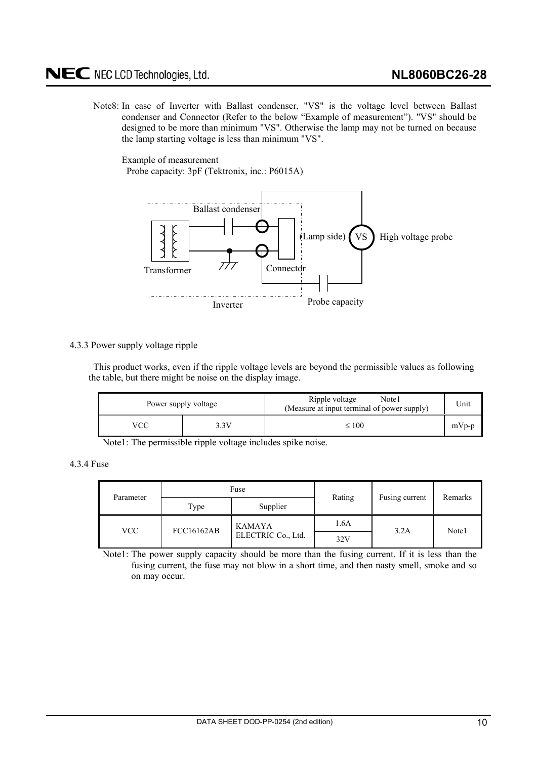Note8: In case of Inverter with Ballast condenser, "VS" is the voltage level between Ballast condenser and Connector (Refer to the below “Example of measurement”). "VS" should be designed to be more than minimum "VS". Otherwise the lamp may not be turned on because the lamp starting voltage is less than minimum "VS".

Example of measurement
Probe capacity: 3pF (Tektronix, inc.: P6015A)

Ballast condenser
(Lamp side) VS High voltage probe
Transformer
Connector
Inverter
Probe capacity

### 4.3.3 Power supply voltage ripple

This product works, even if the ripple voltage levels are beyond the permissible values as following the table, but there might be noise on the display image.

| Power supply voltage | | Ripple voltage Note1 (Measure at input terminal of power supply) | Unit |
|---|---|---|---|
| VCC | 3.3V | ≤ 100 | mVp-p |

Note1: The permissible ripple voltage includes spike noise.

### 4.3.4 Fuse

| Parameter | Fuse | | Rating | Fusing current | Remarks |
|---|---|---|---|---|---|
| | Type | Supplier | | | |
| VCC | FCC16162AB | KAMAYA ELECTRIC Co., Ltd. | 1.6A | 3.2A | Note1 |
| | | | 32V | | |

Note1: The power supply capacity should be more than the fusing current. If it is less than the fusing current, the fuse may not blow in a short time, and then nasty smell, smoke and so on may occur.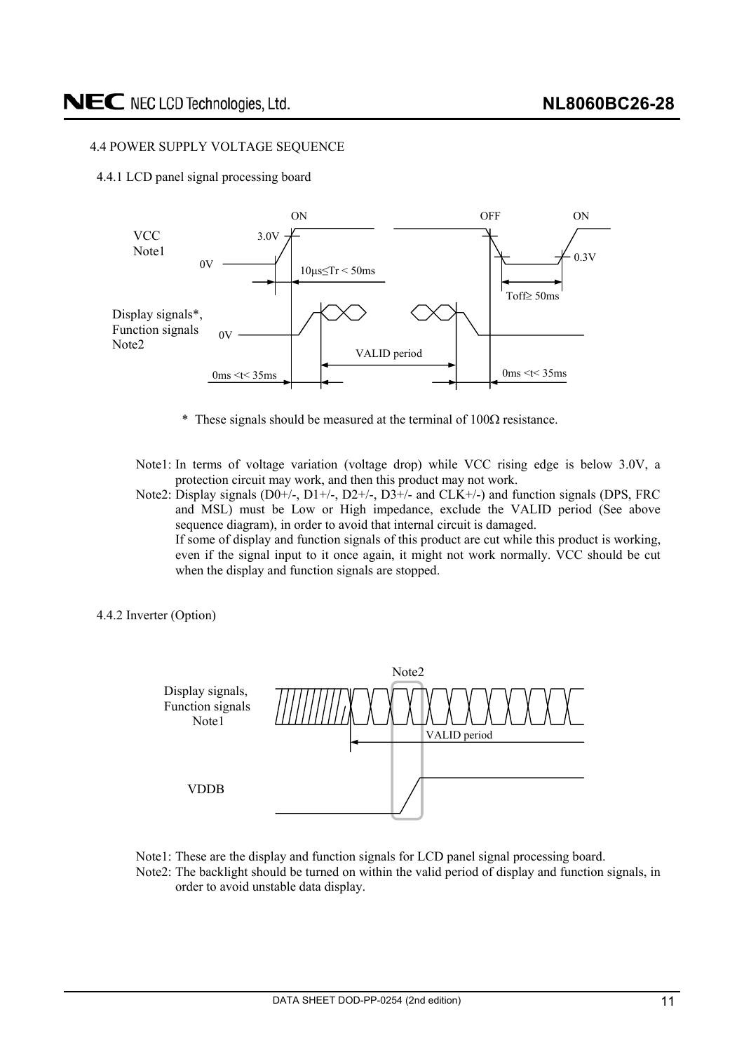## 4.4 POWER SUPPLY VOLTAGE SEQUENCE

### 4.4.1 LCD panel signal processing board

VCC Note1: ON — 3.0V, 0V, 10μs≤Tr < 50ms; OFF — 0.3V, Toff≥ 50ms; ON

Display signals*, Function signals Note2: 0V, VALID period, 0ms <t< 35ms, 0ms <t< 35ms

\* These signals should be measured at the terminal of 100Ω resistance.

Note1: In terms of voltage variation (voltage drop) while VCC rising edge is below 3.0V, a protection circuit may work, and then this product may not work.

Note2: Display signals (D0+/-, D1+/-, D2+/-, D3+/- and CLK+/-) and function signals (DPS, FRC and MSL) must be Low or High impedance, exclude the VALID period (See above sequence diagram), in order to avoid that internal circuit is damaged.
If some of display and function signals of this product are cut while this product is working, even if the signal input to it once again, it might not work normally. VCC should be cut when the display and function signals are stopped.

### 4.4.2 Inverter (Option)

Display signals, Function signals Note1: VALID period

VDDB: Note2

Note1: These are the display and function signals for LCD panel signal processing board.

Note2: The backlight should be turned on within the valid period of display and function signals, in order to avoid unstable data display.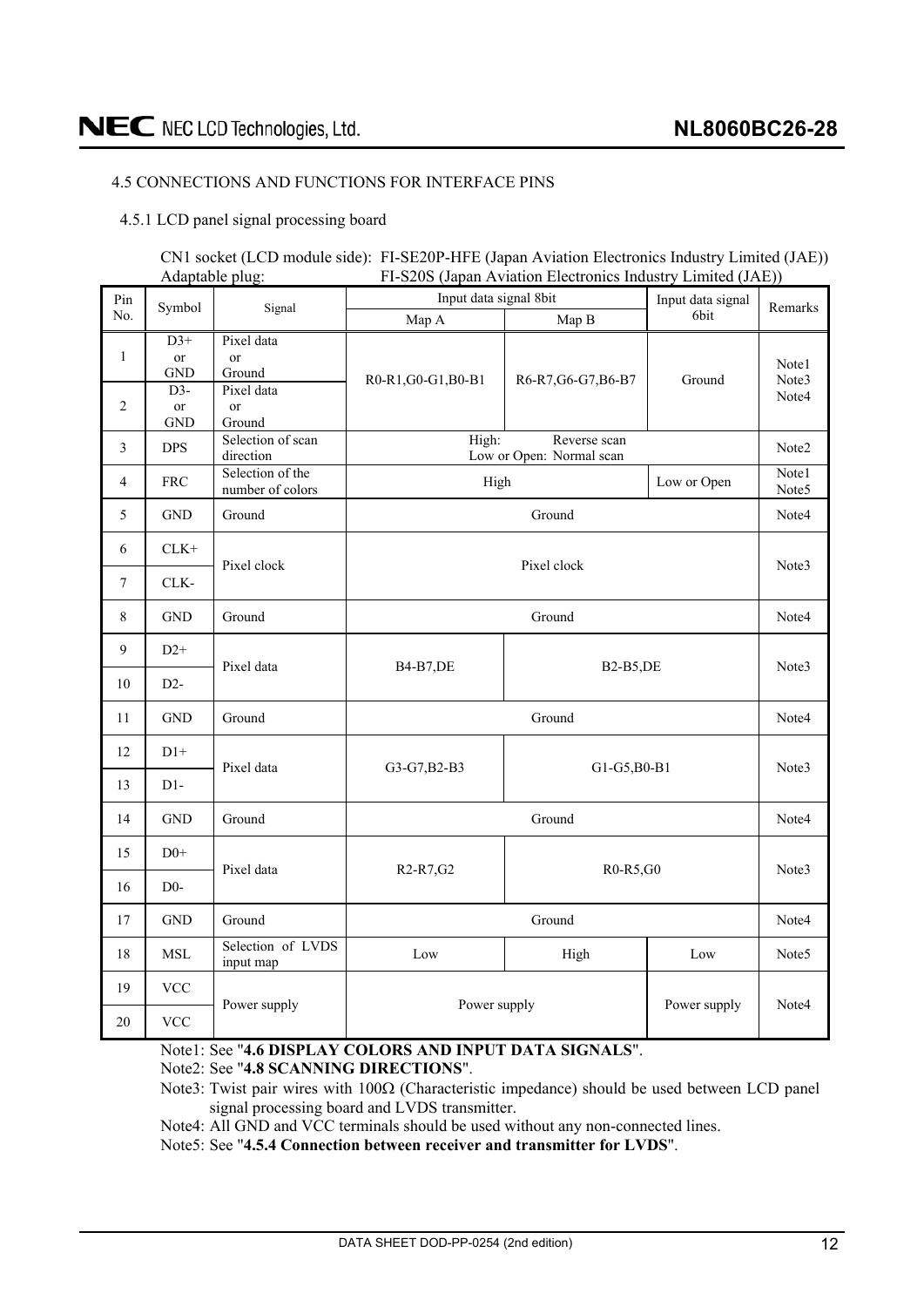### 4.5 CONNECTIONS AND FUNCTIONS FOR INTERFACE PINS

#### 4.5.1 LCD panel signal processing board

CN1 socket (LCD module side): FI-SE20P-HFE (Japan Aviation Electronics Industry Limited (JAE))
Adaptable plug: FI-S20S (Japan Aviation Electronics Industry Limited (JAE))

| Pin No. | Symbol | Signal | Input data signal 8bit | | Input data signal 6bit | Remarks |
|---|---|---|---|---|---|---|
| | | | Map A | Map B | | |
| 1 | D3+ or GND | Pixel data or Ground | R0-R1,G0-G1,B0-B1 | R6-R7,G6-G7,B6-B7 | Ground | Note1 Note3 Note4 |
| 2 | D3- or GND | Pixel data or Ground | | | | |
| 3 | DPS | Selection of scan direction | High: Reverse scan Low or Open: Normal scan | | | Note2 |
| 4 | FRC | Selection of the number of colors | High | | Low or Open | Note1 Note5 |
| 5 | GND | Ground | Ground | | | Note4 |
| 6 | CLK+ | Pixel clock | Pixel clock | | | Note3 |
| 7 | CLK- | | | | | |
| 8 | GND | Ground | Ground | | | Note4 |
| 9 | D2+ | Pixel data | B4-B7,DE | B2-B5,DE | | Note3 |
| 10 | D2- | | | | | |
| 11 | GND | Ground | Ground | | | Note4 |
| 12 | D1+ | Pixel data | G3-G7,B2-B3 | G1-G5,B0-B1 | | Note3 |
| 13 | D1- | | | | | |
| 14 | GND | Ground | Ground | | | Note4 |
| 15 | D0+ | Pixel data | R2-R7,G2 | R0-R5,G0 | | Note3 |
| 16 | D0- | | | | | |
| 17 | GND | Ground | Ground | | | Note4 |
| 18 | MSL | Selection of LVDS input map | Low | High | Low | Note5 |
| 19 | VCC | Power supply | Power supply | | Power supply | Note4 |
| 20 | VCC | | | | | |

Note1: See "**4.6 DISPLAY COLORS AND INPUT DATA SIGNALS**".

Note2: See "**4.8 SCANNING DIRECTIONS**".

Note3: Twist pair wires with 100Ω (Characteristic impedance) should be used between LCD panel signal processing board and LVDS transmitter.

Note4: All GND and VCC terminals should be used without any non-connected lines.

Note5: See "**4.5.4 Connection between receiver and transmitter for LVDS**".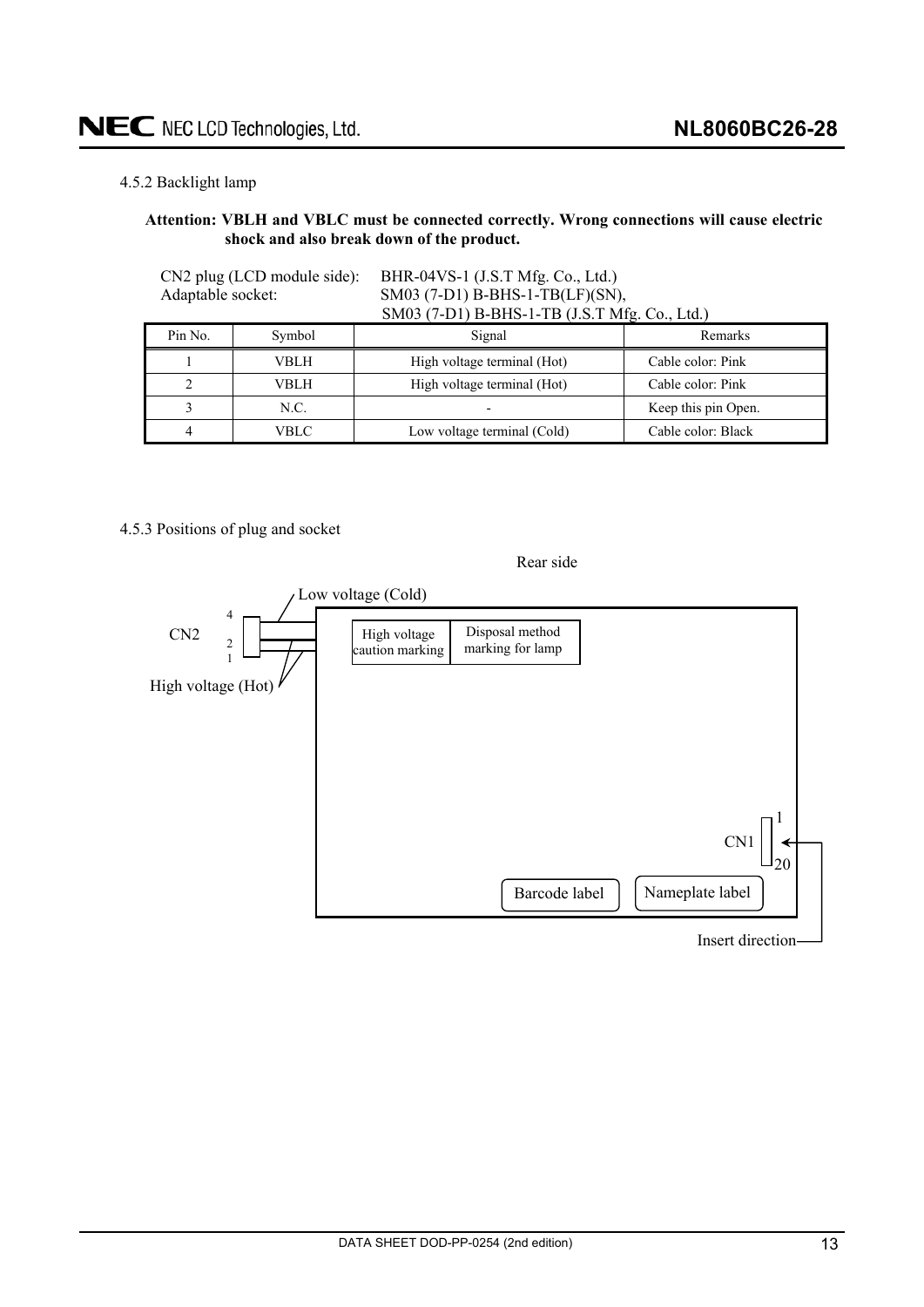### 4.5.2 Backlight lamp

**Attention: VBLH and VBLC must be connected correctly. Wrong connections will cause electric shock and also break down of the product.**

CN2 plug (LCD module side): BHR-04VS-1 (J.S.T Mfg. Co., Ltd.)
Adaptable socket: SM03 (7-D1) B-BHS-1-TB(LF)(SN),
SM03 (7-D1) B-BHS-1-TB (J.S.T Mfg. Co., Ltd.)

| Pin No. | Symbol | Signal | Remarks |
|---|---|---|---|
| 1 | VBLH | High voltage terminal (Hot) | Cable color: Pink |
| 2 | VBLH | High voltage terminal (Hot) | Cable color: Pink |
| 3 | N.C. | - | Keep this pin Open. |
| 4 | VBLC | Low voltage terminal (Cold) | Cable color: Black |

### 4.5.3 Positions of plug and socket

Rear side

Low voltage (Cold)

CN2 4 2 1

High voltage (Hot)

High voltage caution marking

Disposal method marking for lamp

CN1 1 20

Barcode label

Nameplate label

Insert direction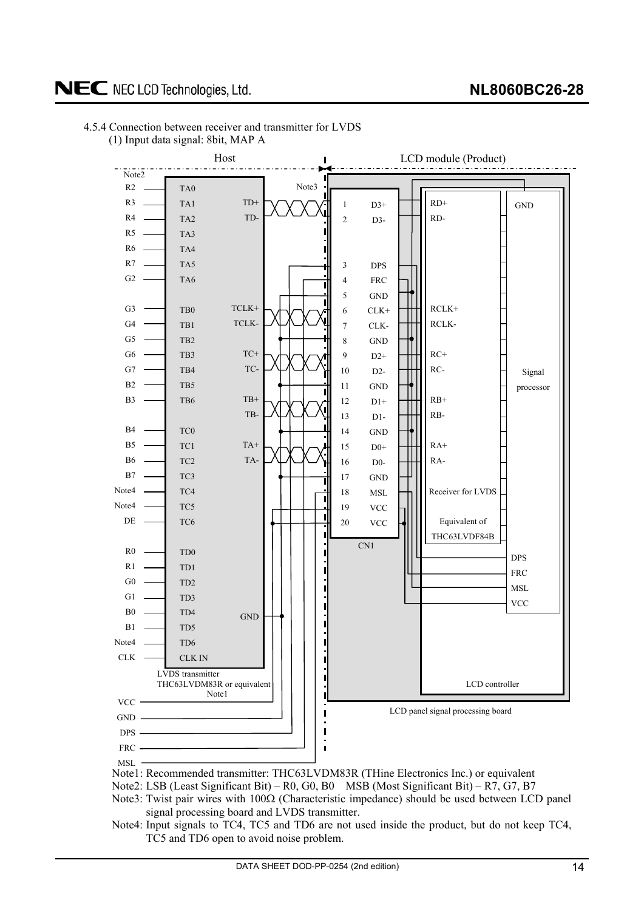4.5.4 Connection between receiver and transmitter for LVDS

(1) Input data signal: 8bit, MAP A

Host | LCD module (Product)

Note2

| Input | LVDS transmitter pin |
|---|---|
| R2 | TA0 |
| R3 | TA1 |
| R4 | TA2 |
| R5 | TA3 |
| R6 | TA4 |
| R7 | TA5 |
| G2 | TA6 |
| G3 | TB0 |
| G4 | TB1 |
| G5 | TB2 |
| G6 | TB3 |
| G7 | TB4 |
| B2 | TB5 |
| B3 | TB6 |
| B4 | TC0 |
| B5 | TC1 |
| B6 | TC2 |
| B7 | TC3 |
| Note4 | TC4 |
| Note4 | TC5 |
| DE | TC6 |
| R0 | TD0 |
| R1 | TD1 |
| G0 | TD2 |
| G1 | TD3 |
| B0 | TD4 |
| B1 | TD5 |
| Note4 | TD6 |
| CLK | CLK IN |

LVDS transmitter THC63LVDM83R or equivalent Note1

Transmitter outputs: TD+, TD-, TCLK+, TCLK-, TC+, TC-, TB+, TB-, TA+, TA-, GND

Note3

| CN1 Pin | Signal | Transmitter | Receiver for LVDS |
|---|---|---|---|
| 1 | D3+ | TD+ | RD+ |
| 2 | D3- | TD- | RD- |
| 3 | DPS | DPS | |
| 4 | FRC | FRC | |
| 5 | GND | GND | |
| 6 | CLK+ | TCLK+ | RCLK+ |
| 7 | CLK- | TCLK- | RCLK- |
| 8 | GND | GND | |
| 9 | D2+ | TC+ | RC+ |
| 10 | D2- | TC- | RC- |
| 11 | GND | GND | |
| 12 | D1+ | TB+ | RB+ |
| 13 | D1- | TB- | RB- |
| 14 | GND | GND | |
| 15 | D0+ | TA+ | RA+ |
| 16 | D0- | TA- | RA- |
| 17 | GND | GND | |
| 18 | MSL | MSL | |
| 19 | VCC | VCC | |
| 20 | VCC | VCC | |

Host side lines: VCC, GND, DPS, FRC, MSL

Receiver for LVDS, Equivalent of THC63LVDF84B

Signal processor (GND, DPS, FRC, MSL, VCC)

LCD controller

LCD panel signal processing board

Note1: Recommended transmitter: THC63LVDM83R (THine Electronics Inc.) or equivalent

Note2: LSB (Least Significant Bit) – R0, G0, B0 MSB (Most Significant Bit) – R7, G7, B7

Note3: Twist pair wires with 100Ω (Characteristic impedance) should be used between LCD panel signal processing board and LVDS transmitter.

Note4: Input signals to TC4, TC5 and TD6 are not used inside the product, but do not keep TC4, TC5 and TD6 open to avoid noise problem.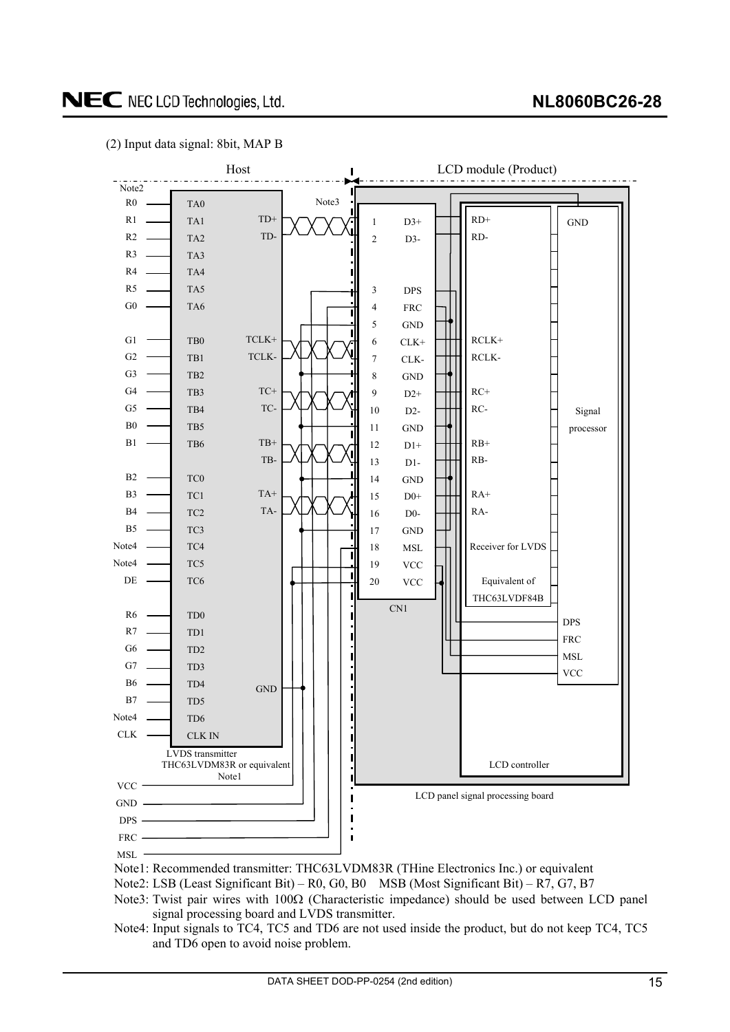(2) Input data signal: 8bit, MAP B

| Host input | LVDS transmitter pin | LVDS output | CN1 pin | CN1 signal | Receiver for LVDS |
|---|---|---|---|---|---|
| R0 | TA0 | | | | |
| R1 | TA1 | TD+ | 1 | D3+ | RD+ |
| R2 | TA2 | TD- | 2 | D3- | RD- |
| R3 | TA3 | | | | |
| R4 | TA4 | | | | |
| R5 | TA5 | | 3 | DPS | |
| G0 | TA6 | | 4 | FRC | |
| | | | 5 | GND | |
| G1 | TB0 | TCLK+ | 6 | CLK+ | RCLK+ |
| G2 | TB1 | TCLK- | 7 | CLK- | RCLK- |
| G3 | TB2 | | 8 | GND | |
| G4 | TB3 | TC+ | 9 | D2+ | RC+ |
| G5 | TB4 | TC- | 10 | D2- | RC- |
| B0 | TB5 | | 11 | GND | |
| B1 | TB6 | TB+ | 12 | D1+ | RB+ |
| | | TB- | 13 | D1- | RB- |
| B2 | TC0 | | 14 | GND | |
| B3 | TC1 | TA+ | 15 | D0+ | RA+ |
| B4 | TC2 | TA- | 16 | D0- | RA- |
| B5 | TC3 | | 17 | GND | |
| Note4 | TC4 | | 18 | MSL | |
| Note4 | TC5 | | 19 | VCC | |
| DE | TC6 | | 20 | VCC | |
| R6 | TD0 | | | | |
| R7 | TD1 | | | | |
| G6 | TD2 | | | | |
| G7 | TD3 | | | | |
| B6 | TD4 | GND | | | |
| B7 | TD5 | | | | |
| Note4 | TD6 | | | | |
| CLK | CLK IN | | | | |

Host side: LVDS transmitter THC63LVDM83R or equivalent (Note1); host supplies VCC, GND, DPS, FRC, MSL to CN1 (Note2 applies to R0–R7, G0–G7, B0–B7 inputs; Note3 applies to LVDS twisted-pair lines).

LCD module (Product): LCD panel signal processing board containing CN1, Receiver for LVDS (Equivalent of THC63LVDF84B), and Signal processor (GND, DPS, FRC, MSL, VCC) within the LCD controller.

Note1: Recommended transmitter: THC63LVDM83R (THine Electronics Inc.) or equivalent

Note2: LSB (Least Significant Bit) – R0, G0, B0 MSB (Most Significant Bit) – R7, G7, B7

Note3: Twist pair wires with 100Ω (Characteristic impedance) should be used between LCD panel signal processing board and LVDS transmitter.

Note4: Input signals to TC4, TC5 and TD6 are not used inside the product, but do not keep TC4, TC5 and TD6 open to avoid noise problem.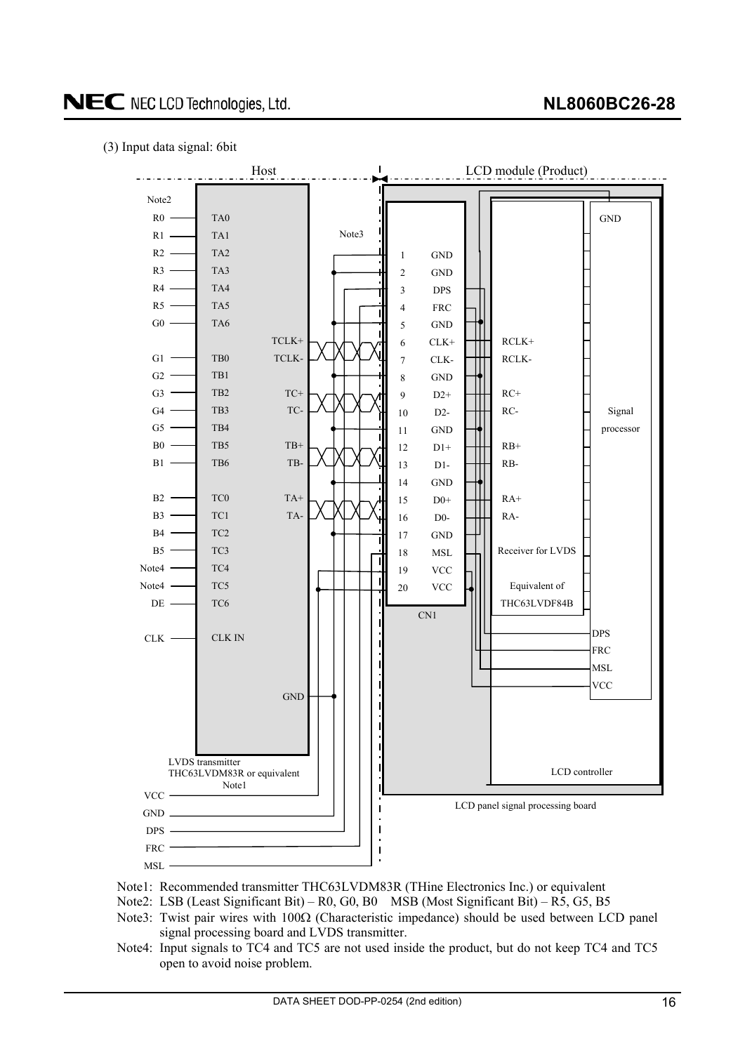(3) Input data signal: 6bit

Host | LCD module (Product)

| Input | LVDS transmitter pin | Output | CN1 Pin | CN1 Signal | Receiver for LVDS |
|---|---|---|---|---|---|
| R0 | TA0 | | 1 | GND | |
| R1 | TA1 | | 2 | GND | |
| R2 | TA2 | | 3 | DPS | |
| R3 | TA3 | | 4 | FRC | |
| R4 | TA4 | | 5 | GND | |
| R5 | TA5 | TCLK+ | 6 | CLK+ | RCLK+ |
| G0 | TA6 | TCLK- | 7 | CLK- | RCLK- |
| G1 | TB0 | | 8 | GND | |
| G2 | TB1 | TC+ | 9 | D2+ | RC+ |
| G3 | TB2 | TC- | 10 | D2- | RC- |
| G4 | TB3 | | 11 | GND | |
| G5 | TB4 | TB+ | 12 | D1+ | RB+ |
| B0 | TB5 | TB- | 13 | D1- | RB- |
| B1 | TB6 | | 14 | GND | |
| B2 | TC0 | TA+ | 15 | D0+ | RA+ |
| B3 | TC1 | TA- | 16 | D0- | RA- |
| B4 | TC2 | | 17 | GND | |
| B5 | TC3 | | 18 | MSL | |
| Note4 | TC4 | | 19 | VCC | |
| Note4 | TC5 | | 20 | VCC | |
| DE | TC6 | | | | |
| CLK | CLK IN | GND | | | |

LVDS transmitter THC63LVDM83R or equivalent (Note1)

Host signals: VCC, GND, DPS, FRC, MSL

LCD panel signal processing board: CN1, Receiver for LVDS (Equivalent of THC63LVDF84B), Signal processor (GND, DPS, FRC, MSL, VCC), LCD controller

Note1: Recommended transmitter THC63LVDM83R (THine Electronics Inc.) or equivalent

Note2: LSB (Least Significant Bit) – R0, G0, B0 MSB (Most Significant Bit) – R5, G5, B5

Note3: Twist pair wires with 100Ω (Characteristic impedance) should be used between LCD panel signal processing board and LVDS transmitter.

Note4: Input signals to TC4 and TC5 are not used inside the product, but do not keep TC4 and TC5 open to avoid noise problem.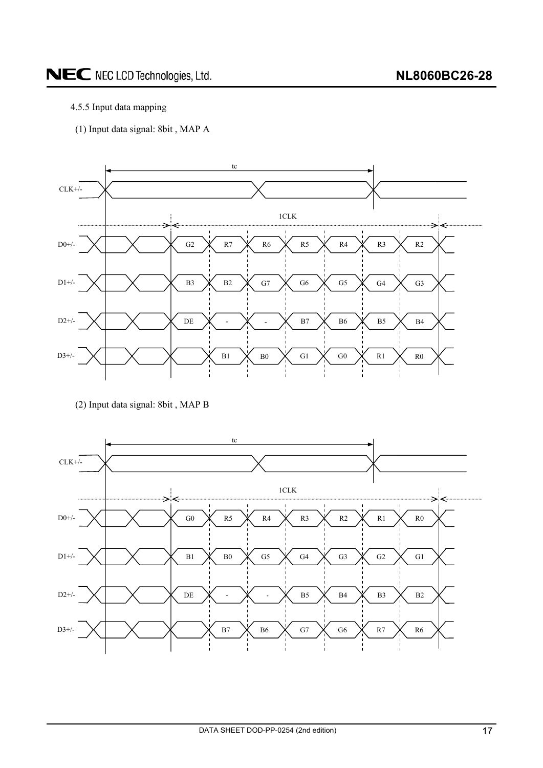4.5.5 Input data mapping

(1) Input data signal: 8bit , MAP A

| Signal | | | | | | | |
|---|---|---|---|---|---|---|---|
| D0+/- | G2 | R7 | R6 | R5 | R4 | R3 | R2 |
| D1+/- | B3 | B2 | G7 | G6 | G5 | G4 | G3 |
| D2+/- | DE | - | - | B7 | B6 | B5 | B4 |
| D3+/- | | B1 | B0 | G1 | G0 | R1 | R0 |

tc — CLK+/- ; 1CLK

(2) Input data signal: 8bit , MAP B

| Signal | | | | | | | |
|---|---|---|---|---|---|---|---|
| D0+/- | G0 | R5 | R4 | R3 | R2 | R1 | R0 |
| D1+/- | B1 | B0 | G5 | G4 | G3 | G2 | G1 |
| D2+/- | DE | - | - | B5 | B4 | B3 | B2 |
| D3+/- | | B7 | B6 | G7 | G6 | R7 | R6 |

tc — CLK+/- ; 1CLK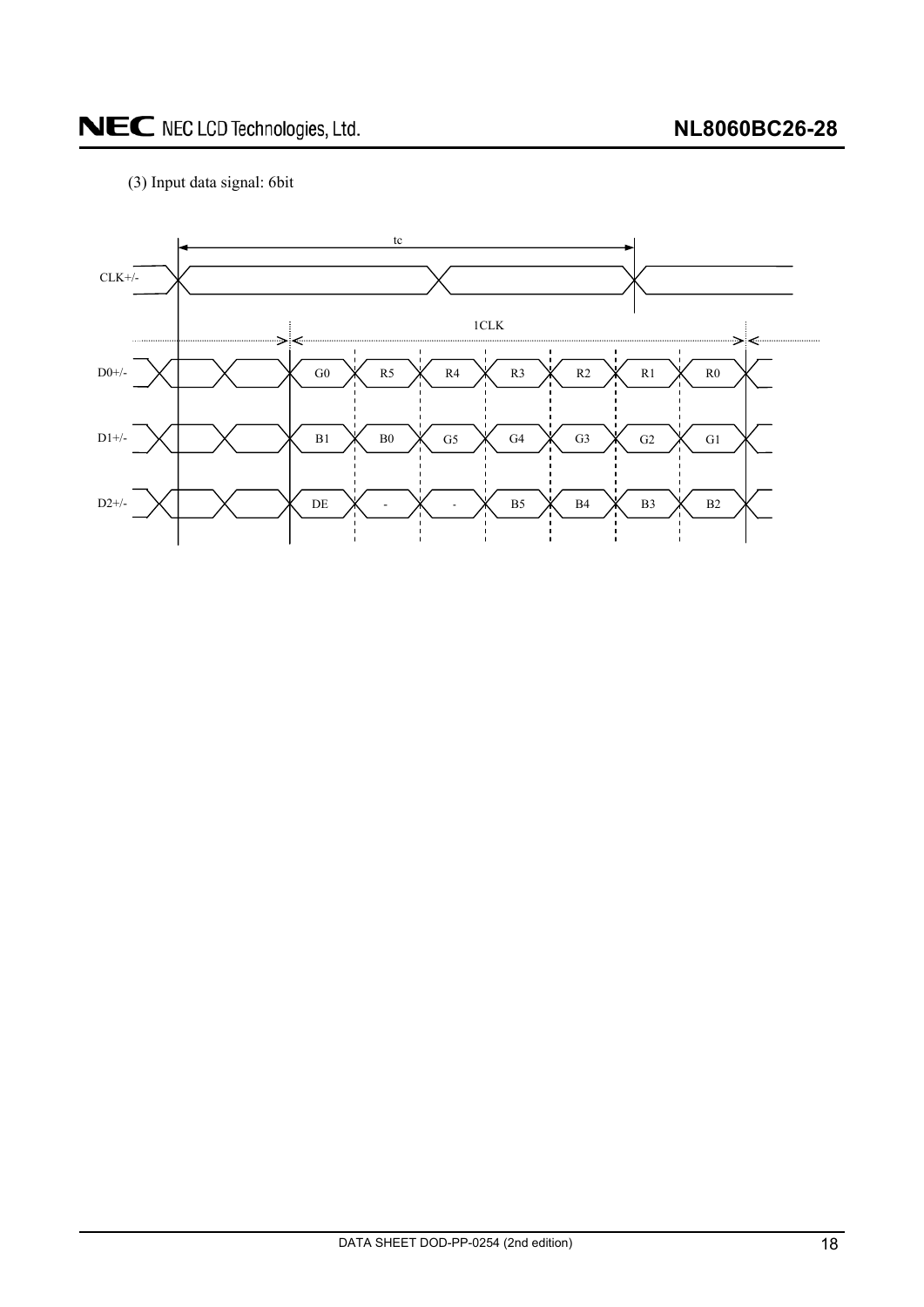(3) Input data signal: 6bit

| Signal | | | | | | | |
|---|---|---|---|---|---|---|---|
| D0+/- | G0 | R5 | R4 | R3 | R2 | R1 | R0 |
| D1+/- | B1 | B0 | G5 | G4 | G3 | G2 | G1 |
| D2+/- | DE | - | - | B5 | B4 | B3 | B2 |

CLK+/-

tc

1CLK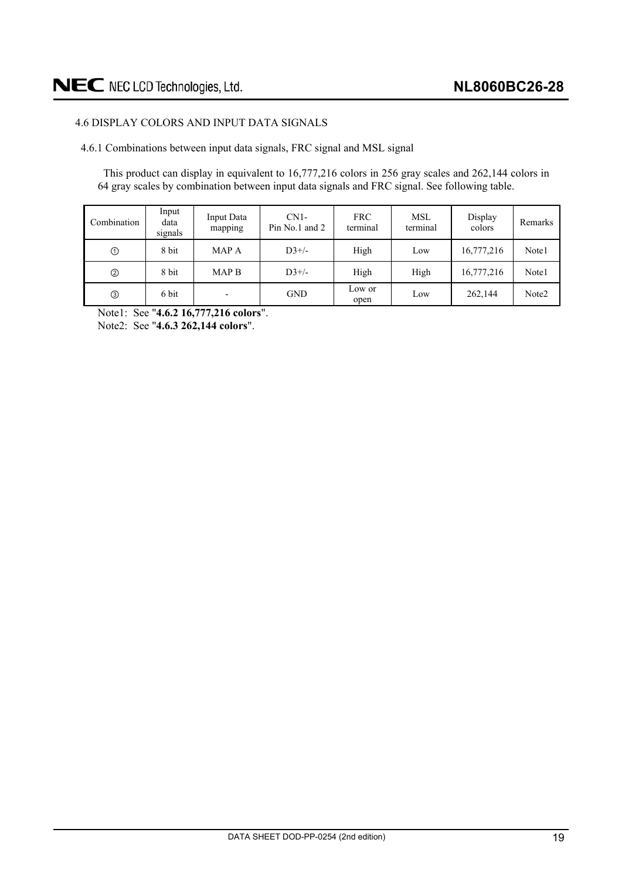## 4.6 DISPLAY COLORS AND INPUT DATA SIGNALS

### 4.6.1 Combinations between input data signals, FRC signal and MSL signal

This product can display in equivalent to 16,777,216 colors in 256 gray scales and 262,144 colors in 64 gray scales by combination between input data signals and FRC signal. See following table.

| Combination | Input data signals | Input Data mapping | CN1- Pin No.1 and 2 | FRC terminal | MSL terminal | Display colors | Remarks |
|---|---|---|---|---|---|---|---|
| ① | 8 bit | MAP A | D3+/- | High | Low | 16,777,216 | Note1 |
| ② | 8 bit | MAP B | D3+/- | High | High | 16,777,216 | Note1 |
| ③ | 6 bit | - | GND | Low or open | Low | 262,144 | Note2 |

Note1: See "**4.6.2 16,777,216 colors**".

Note2: See "**4.6.3 262,144 colors**".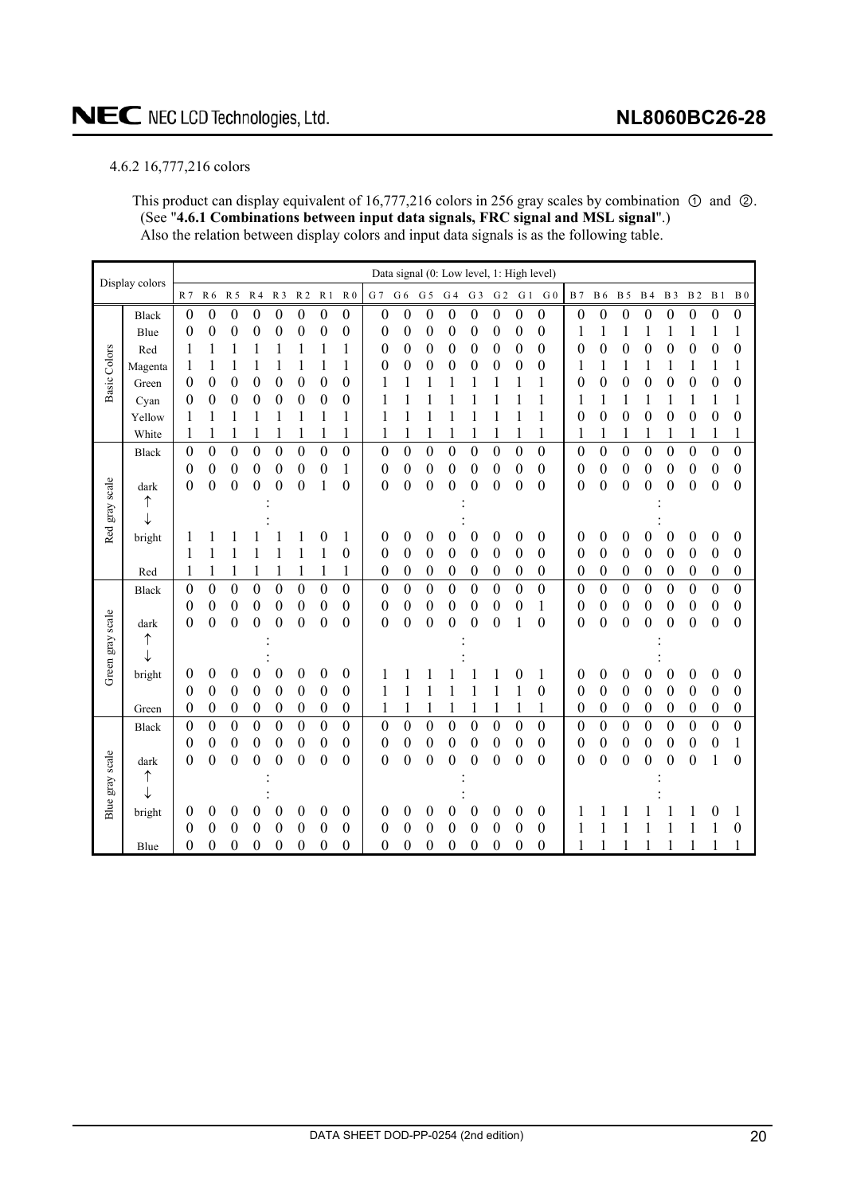### 4.6.2 16,777,216 colors

This product can display equivalent of 16,777,216 colors in 256 gray scales by combination ① and ②. (See "**4.6.1 Combinations between input data signals, FRC signal and MSL signal**".) Also the relation between display colors and input data signals is as the following table.

| Display colors | | R7 | R6 | R5 | R4 | R3 | R2 | R1 | R0 | G7 | G6 | G5 | G4 | G3 | G2 | G1 | G0 | B7 | B6 | B5 | B4 | B3 | B2 | B1 | B0 |
|---|---|---|---|---|---|---|---|---|---|---|---|---|---|---|---|---|---|---|---|---|---|---|---|---|---|
| | | Data signal (0: Low level, 1: High level) | | | | | | | | | | | | | | | | | | | | | | | |
| Basic Colors | Black | 0 | 0 | 0 | 0 | 0 | 0 | 0 | 0 | 0 | 0 | 0 | 0 | 0 | 0 | 0 | 0 | 0 | 0 | 0 | 0 | 0 | 0 | 0 | 0 |
| | Blue | 0 | 0 | 0 | 0 | 0 | 0 | 0 | 0 | 0 | 0 | 0 | 0 | 0 | 0 | 0 | 0 | 1 | 1 | 1 | 1 | 1 | 1 | 1 | 1 |
| | Red | 1 | 1 | 1 | 1 | 1 | 1 | 1 | 1 | 0 | 0 | 0 | 0 | 0 | 0 | 0 | 0 | 0 | 0 | 0 | 0 | 0 | 0 | 0 | 0 |
| | Magenta | 1 | 1 | 1 | 1 | 1 | 1 | 1 | 1 | 0 | 0 | 0 | 0 | 0 | 0 | 0 | 0 | 1 | 1 | 1 | 1 | 1 | 1 | 1 | 1 |
| | Green | 0 | 0 | 0 | 0 | 0 | 0 | 0 | 0 | 1 | 1 | 1 | 1 | 1 | 1 | 1 | 1 | 0 | 0 | 0 | 0 | 0 | 0 | 0 | 0 |
| | Cyan | 0 | 0 | 0 | 0 | 0 | 0 | 0 | 0 | 1 | 1 | 1 | 1 | 1 | 1 | 1 | 1 | 1 | 1 | 1 | 1 | 1 | 1 | 1 | 1 |
| | Yellow | 1 | 1 | 1 | 1 | 1 | 1 | 1 | 1 | 1 | 1 | 1 | 1 | 1 | 1 | 1 | 1 | 0 | 0 | 0 | 0 | 0 | 0 | 0 | 0 |
| | White | 1 | 1 | 1 | 1 | 1 | 1 | 1 | 1 | 1 | 1 | 1 | 1 | 1 | 1 | 1 | 1 | 1 | 1 | 1 | 1 | 1 | 1 | 1 | 1 |
| Red gray scale | Black | 0 | 0 | 0 | 0 | 0 | 0 | 0 | 0 | 0 | 0 | 0 | 0 | 0 | 0 | 0 | 0 | 0 | 0 | 0 | 0 | 0 | 0 | 0 | 0 |
| | | 0 | 0 | 0 | 0 | 0 | 0 | 0 | 1 | 0 | 0 | 0 | 0 | 0 | 0 | 0 | 0 | 0 | 0 | 0 | 0 | 0 | 0 | 0 | 0 |
| | dark | 0 | 0 | 0 | 0 | 0 | 0 | 1 | 0 | 0 | 0 | 0 | 0 | 0 | 0 | 0 | 0 | 0 | 0 | 0 | 0 | 0 | 0 | 0 | 0 |
| | ↑ | | | | | : | | | | | | | | : | | | | | | | | : | | | |
| | ↓ | | | | | : | | | | | | | | : | | | | | | | | : | | | |
| | bright | 1 | 1 | 1 | 1 | 1 | 1 | 0 | 1 | 0 | 0 | 0 | 0 | 0 | 0 | 0 | 0 | 0 | 0 | 0 | 0 | 0 | 0 | 0 | 0 |
| | | 1 | 1 | 1 | 1 | 1 | 1 | 1 | 0 | 0 | 0 | 0 | 0 | 0 | 0 | 0 | 0 | 0 | 0 | 0 | 0 | 0 | 0 | 0 | 0 |
| | Red | 1 | 1 | 1 | 1 | 1 | 1 | 1 | 1 | 0 | 0 | 0 | 0 | 0 | 0 | 0 | 0 | 0 | 0 | 0 | 0 | 0 | 0 | 0 | 0 |
| Green gray scale | Black | 0 | 0 | 0 | 0 | 0 | 0 | 0 | 0 | 0 | 0 | 0 | 0 | 0 | 0 | 0 | 0 | 0 | 0 | 0 | 0 | 0 | 0 | 0 | 0 |
| | | 0 | 0 | 0 | 0 | 0 | 0 | 0 | 0 | 0 | 0 | 0 | 0 | 0 | 0 | 0 | 1 | 0 | 0 | 0 | 0 | 0 | 0 | 0 | 0 |
| | dark | 0 | 0 | 0 | 0 | 0 | 0 | 0 | 0 | 0 | 0 | 0 | 0 | 0 | 0 | 1 | 0 | 0 | 0 | 0 | 0 | 0 | 0 | 0 | 0 |
| | ↑ | | | | | : | | | | | | | | : | | | | | | | | : | | | |
| | ↓ | | | | | : | | | | | | | | : | | | | | | | | : | | | |
| | bright | 0 | 0 | 0 | 0 | 0 | 0 | 0 | 0 | 1 | 1 | 1 | 1 | 1 | 1 | 0 | 1 | 0 | 0 | 0 | 0 | 0 | 0 | 0 | 0 |
| | | 0 | 0 | 0 | 0 | 0 | 0 | 0 | 0 | 1 | 1 | 1 | 1 | 1 | 1 | 1 | 0 | 0 | 0 | 0 | 0 | 0 | 0 | 0 | 0 |
| | Green | 0 | 0 | 0 | 0 | 0 | 0 | 0 | 0 | 1 | 1 | 1 | 1 | 1 | 1 | 1 | 1 | 0 | 0 | 0 | 0 | 0 | 0 | 0 | 0 |
| Blue gray scale | Black | 0 | 0 | 0 | 0 | 0 | 0 | 0 | 0 | 0 | 0 | 0 | 0 | 0 | 0 | 0 | 0 | 0 | 0 | 0 | 0 | 0 | 0 | 0 | 0 |
| | | 0 | 0 | 0 | 0 | 0 | 0 | 0 | 0 | 0 | 0 | 0 | 0 | 0 | 0 | 0 | 0 | 0 | 0 | 0 | 0 | 0 | 0 | 0 | 1 |
| | dark | 0 | 0 | 0 | 0 | 0 | 0 | 0 | 0 | 0 | 0 | 0 | 0 | 0 | 0 | 0 | 0 | 0 | 0 | 0 | 0 | 0 | 0 | 1 | 0 |
| | ↑ | | | | | : | | | | | | | | : | | | | | | | | : | | | |
| | ↓ | | | | | : | | | | | | | | : | | | | | | | | : | | | |
| | bright | 0 | 0 | 0 | 0 | 0 | 0 | 0 | 0 | 0 | 0 | 0 | 0 | 0 | 0 | 0 | 0 | 1 | 1 | 1 | 1 | 1 | 1 | 0 | 1 |
| | | 0 | 0 | 0 | 0 | 0 | 0 | 0 | 0 | 0 | 0 | 0 | 0 | 0 | 0 | 0 | 0 | 1 | 1 | 1 | 1 | 1 | 1 | 1 | 0 |
| | Blue | 0 | 0 | 0 | 0 | 0 | 0 | 0 | 0 | 0 | 0 | 0 | 0 | 0 | 0 | 0 | 0 | 1 | 1 | 1 | 1 | 1 | 1 | 1 | 1 |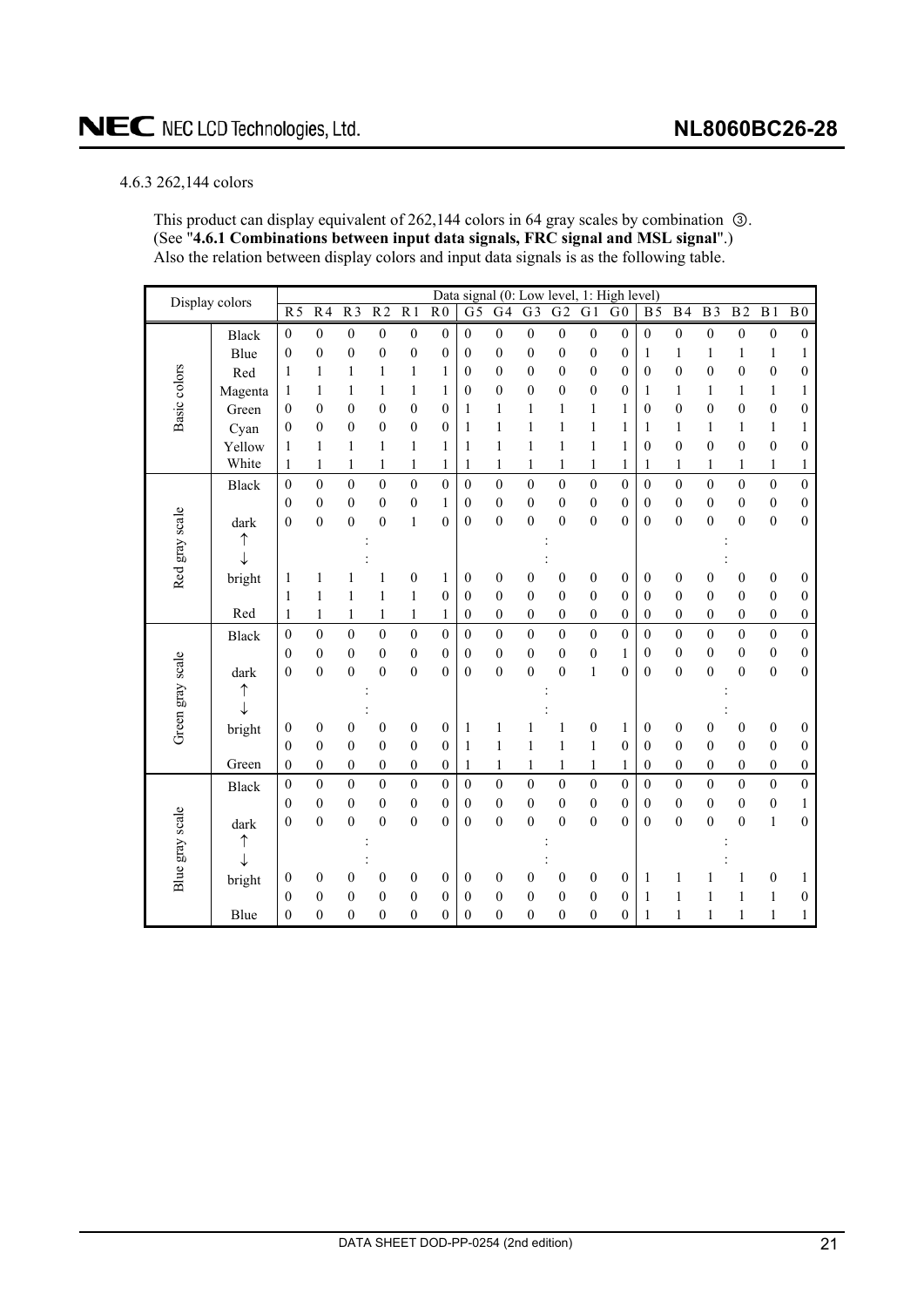### 4.6.3 262,144 colors

This product can display equivalent of 262,144 colors in 64 gray scales by combination ③. (See "**4.6.1 Combinations between input data signals, FRC signal and MSL signal**".)
Also the relation between display colors and input data signals is as the following table.

| Display colors | | Data signal (0: Low level, 1: High level) | | | | | | | | | | | | | | | | | |
|---|---|---|---|---|---|---|---|---|---|---|---|---|---|---|---|---|---|---|---|
| | | R5 | R4 | R3 | R2 | R1 | R0 | G5 | G4 | G3 | G2 | G1 | G0 | B5 | B4 | B3 | B2 | B1 | B0 |
| Basic colors | Black | 0 | 0 | 0 | 0 | 0 | 0 | 0 | 0 | 0 | 0 | 0 | 0 | 0 | 0 | 0 | 0 | 0 | 0 |
| | Blue | 0 | 0 | 0 | 0 | 0 | 0 | 0 | 0 | 0 | 0 | 0 | 0 | 1 | 1 | 1 | 1 | 1 | 1 |
| | Red | 1 | 1 | 1 | 1 | 1 | 1 | 0 | 0 | 0 | 0 | 0 | 0 | 0 | 0 | 0 | 0 | 0 | 0 |
| | Magenta | 1 | 1 | 1 | 1 | 1 | 1 | 0 | 0 | 0 | 0 | 0 | 0 | 1 | 1 | 1 | 1 | 1 | 1 |
| | Green | 0 | 0 | 0 | 0 | 0 | 0 | 1 | 1 | 1 | 1 | 1 | 1 | 0 | 0 | 0 | 0 | 0 | 0 |
| | Cyan | 0 | 0 | 0 | 0 | 0 | 0 | 1 | 1 | 1 | 1 | 1 | 1 | 1 | 1 | 1 | 1 | 1 | 1 |
| | Yellow | 1 | 1 | 1 | 1 | 1 | 1 | 1 | 1 | 1 | 1 | 1 | 1 | 0 | 0 | 0 | 0 | 0 | 0 |
| | White | 1 | 1 | 1 | 1 | 1 | 1 | 1 | 1 | 1 | 1 | 1 | 1 | 1 | 1 | 1 | 1 | 1 | 1 |
| Red gray scale | Black | 0 | 0 | 0 | 0 | 0 | 0 | 0 | 0 | 0 | 0 | 0 | 0 | 0 | 0 | 0 | 0 | 0 | 0 |
| | | 0 | 0 | 0 | 0 | 0 | 1 | 0 | 0 | 0 | 0 | 0 | 0 | 0 | 0 | 0 | 0 | 0 | 0 |
| | dark | 0 | 0 | 0 | 0 | 1 | 0 | 0 | 0 | 0 | 0 | 0 | 0 | 0 | 0 | 0 | 0 | 0 | 0 |
| | ↑ | | | : | | | | | | : | | | | | | : | | | |
| | ↓ | | | : | | | | | | : | | | | | | : | | | |
| | bright | 1 | 1 | 1 | 1 | 0 | 1 | 0 | 0 | 0 | 0 | 0 | 0 | 0 | 0 | 0 | 0 | 0 | 0 |
| | | 1 | 1 | 1 | 1 | 1 | 0 | 0 | 0 | 0 | 0 | 0 | 0 | 0 | 0 | 0 | 0 | 0 | 0 |
| | Red | 1 | 1 | 1 | 1 | 1 | 1 | 0 | 0 | 0 | 0 | 0 | 0 | 0 | 0 | 0 | 0 | 0 | 0 |
| Green gray scale | Black | 0 | 0 | 0 | 0 | 0 | 0 | 0 | 0 | 0 | 0 | 0 | 0 | 0 | 0 | 0 | 0 | 0 | 0 |
| | | 0 | 0 | 0 | 0 | 0 | 0 | 0 | 0 | 0 | 0 | 0 | 1 | 0 | 0 | 0 | 0 | 0 | 0 |
| | dark | 0 | 0 | 0 | 0 | 0 | 0 | 0 | 0 | 0 | 0 | 1 | 0 | 0 | 0 | 0 | 0 | 0 | 0 |
| | ↑ | | | : | | | | | | : | | | | | | : | | | |
| | ↓ | | | : | | | | | | : | | | | | | : | | | |
| | bright | 0 | 0 | 0 | 0 | 0 | 0 | 1 | 1 | 1 | 1 | 0 | 1 | 0 | 0 | 0 | 0 | 0 | 0 |
| | | 0 | 0 | 0 | 0 | 0 | 0 | 1 | 1 | 1 | 1 | 1 | 0 | 0 | 0 | 0 | 0 | 0 | 0 |
| | Green | 0 | 0 | 0 | 0 | 0 | 0 | 1 | 1 | 1 | 1 | 1 | 1 | 0 | 0 | 0 | 0 | 0 | 0 |
| Blue gray scale | Black | 0 | 0 | 0 | 0 | 0 | 0 | 0 | 0 | 0 | 0 | 0 | 0 | 0 | 0 | 0 | 0 | 0 | 0 |
| | | 0 | 0 | 0 | 0 | 0 | 0 | 0 | 0 | 0 | 0 | 0 | 0 | 0 | 0 | 0 | 0 | 0 | 1 |
| | dark | 0 | 0 | 0 | 0 | 0 | 0 | 0 | 0 | 0 | 0 | 0 | 0 | 0 | 0 | 0 | 0 | 1 | 0 |
| | ↑ | | | : | | | | | | : | | | | | | : | | | |
| | ↓ | | | : | | | | | | : | | | | | | : | | | |
| | bright | 0 | 0 | 0 | 0 | 0 | 0 | 0 | 0 | 0 | 0 | 0 | 0 | 1 | 1 | 1 | 1 | 0 | 1 |
| | | 0 | 0 | 0 | 0 | 0 | 0 | 0 | 0 | 0 | 0 | 0 | 0 | 1 | 1 | 1 | 1 | 1 | 0 |
| | Blue | 0 | 0 | 0 | 0 | 0 | 0 | 0 | 0 | 0 | 0 | 0 | 0 | 1 | 1 | 1 | 1 | 1 | 1 |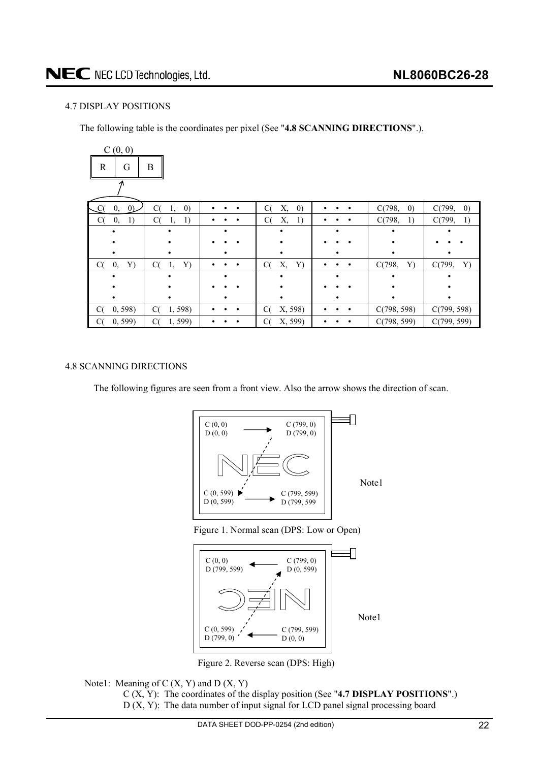### 4.7 DISPLAY POSITIONS

The following table is the coordinates per pixel (See "**4.8 SCANNING DIRECTIONS**".).

C (0, 0)

| R | G | B |
|---|---|---|

| | | | | | | |
|---|---|---|---|---|---|---|
| C( 0, 0) | C( 1, 0) | • • • | C( X, 0) | • • • | C(798, 0) | C(799, 0) |
| C( 0, 1) | C( 1, 1) | • • • | C( X, 1) | • • • | C(798, 1) | C(799, 1) |
| • | • | • • • | • | • • • | • | • • • |
| C( 0, Y) | C( 1, Y) | • • • | C( X, Y) | • • • | C(798, Y) | C(799, Y) |
| • | • | • • • | • | • • • | • | • |
| C( 0, 598) | C( 1, 598) | • • • | C( X, 598) | • • • | C(798, 598) | C(799, 598) |
| C( 0, 599) | C( 1, 599) | • • • | C( X, 599) | • • • | C(798, 599) | C(799, 599) |

### 4.8 SCANNING DIRECTIONS

The following figures are seen from a front view. Also the arrow shows the direction of scan.

C (0, 0) D (0, 0) → C (799, 0) D (799, 0)

C (0, 599) D (0, 599) → C (799, 599) D (799, 599)

Note1

Figure 1. Normal scan (DPS: Low or Open)

C (0, 0) D (799, 599) ← C (799, 0) D (0, 599)

C (0, 599) D (799, 0) ← C (799, 599) D (0, 0)

Note1

Figure 2. Reverse scan (DPS: High)

Note1: Meaning of C (X, Y) and D (X, Y)

C (X, Y): The coordinates of the display position (See "**4.7 DISPLAY POSITIONS**".)

D (X, Y): The data number of input signal for LCD panel signal processing board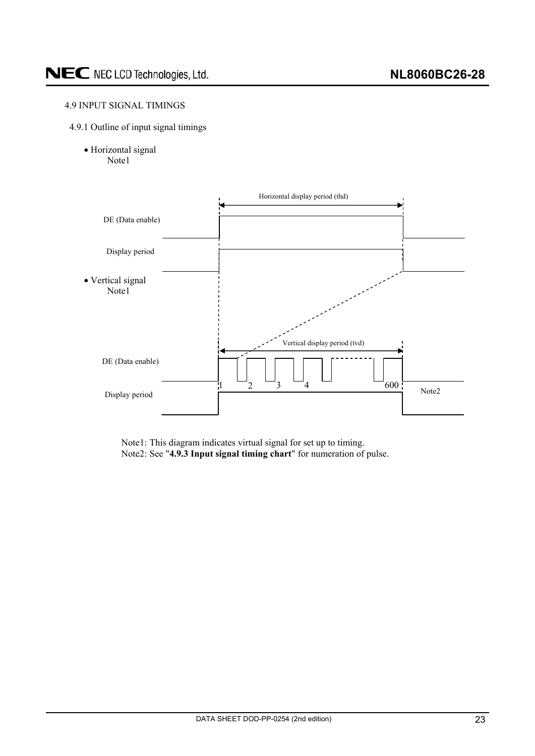## 4.9 INPUT SIGNAL TIMINGS

### 4.9.1 Outline of input signal timings

- Horizontal signal
  Note1

Horizontal display period (thd)

DE (Data enable)

Display period

- Vertical signal
  Note1

Vertical display period (tvd)

DE (Data enable)

1 2 3 4 600

Note2

Display period

Note1: This diagram indicates virtual signal for set up to timing.
Note2: See "**4.9.3 Input signal timing chart**" for numeration of pulse.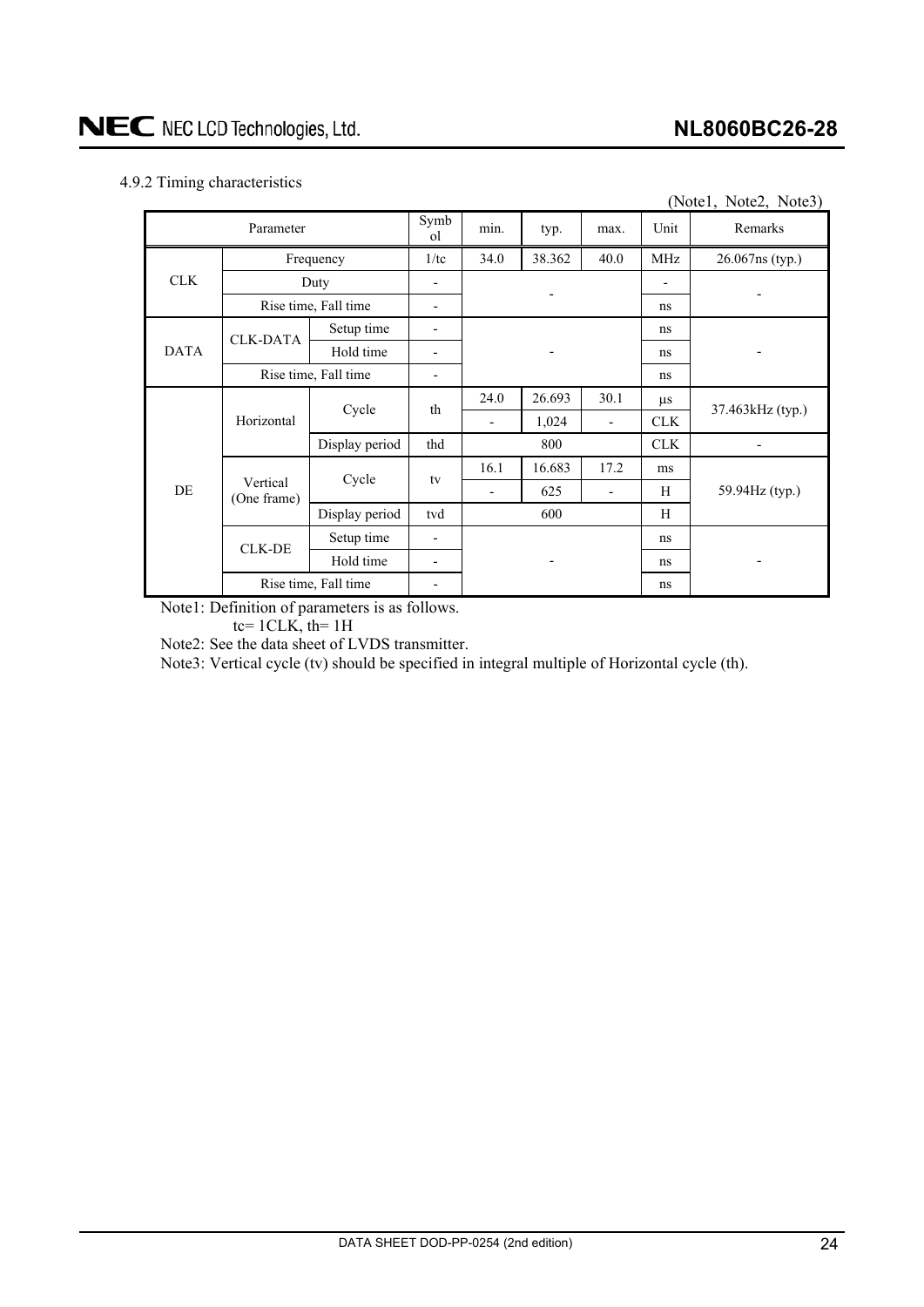### 4.9.2 Timing characteristics

(Note1, Note2, Note3)

| Parameter | | | Symbol | min. | typ. | max. | Unit | Remarks |
|---|---|---|---|---|---|---|---|---|
| CLK | Frequency | | 1/tc | 34.0 | 38.362 | 40.0 | MHz | 26.067ns (typ.) |
| | Duty | | - | - | | | - | - |
| | Rise time, Fall time | | - | | | | ns | |
| DATA | CLK-DATA | Setup time | - | - | | | ns | - |
| | | Hold time | - | | | | ns | |
| | Rise time, Fall time | | - | | | | ns | |
| DE | Horizontal | Cycle | th | 24.0 | 26.693 | 30.1 | μs | 37.463kHz (typ.) |
| | | | | - | 1,024 | - | CLK | |
| | | Display period | thd | 800 | | | CLK | - |
| | Vertical (One frame) | Cycle | tv | 16.1 | 16.683 | 17.2 | ms | 59.94Hz (typ.) |
| | | | | - | 625 | - | H | |
| | | Display period | tvd | 600 | | | H | |
| | CLK-DE | Setup time | - | - | | | ns | - |
| | | Hold time | - | | | | ns | |
| | Rise time, Fall time | | - | | | | ns | |

Note1: Definition of parameters is as follows.
tc= 1CLK, th= 1H

Note2: See the data sheet of LVDS transmitter.

Note3: Vertical cycle (tv) should be specified in integral multiple of Horizontal cycle (th).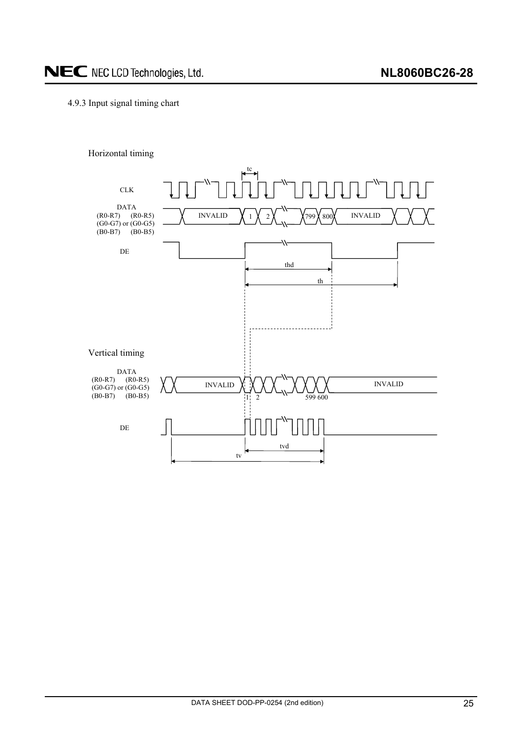4.9.3 Input signal timing chart

Horizontal timing

CLK

tc

DATA
(R0-R7) (R0-R5)
(G0-G7) or (G0-G5)
(B0-B7) (B0-B5)

INVALID 1 2 799 800 INVALID

DE

thd

th

Vertical timing

DATA
(R0-R7) (R0-R5)
(G0-G7) or (G0-G5)
(B0-B7) (B0-B5)

INVALID 1 2 599 600 INVALID

DE

tvd

tv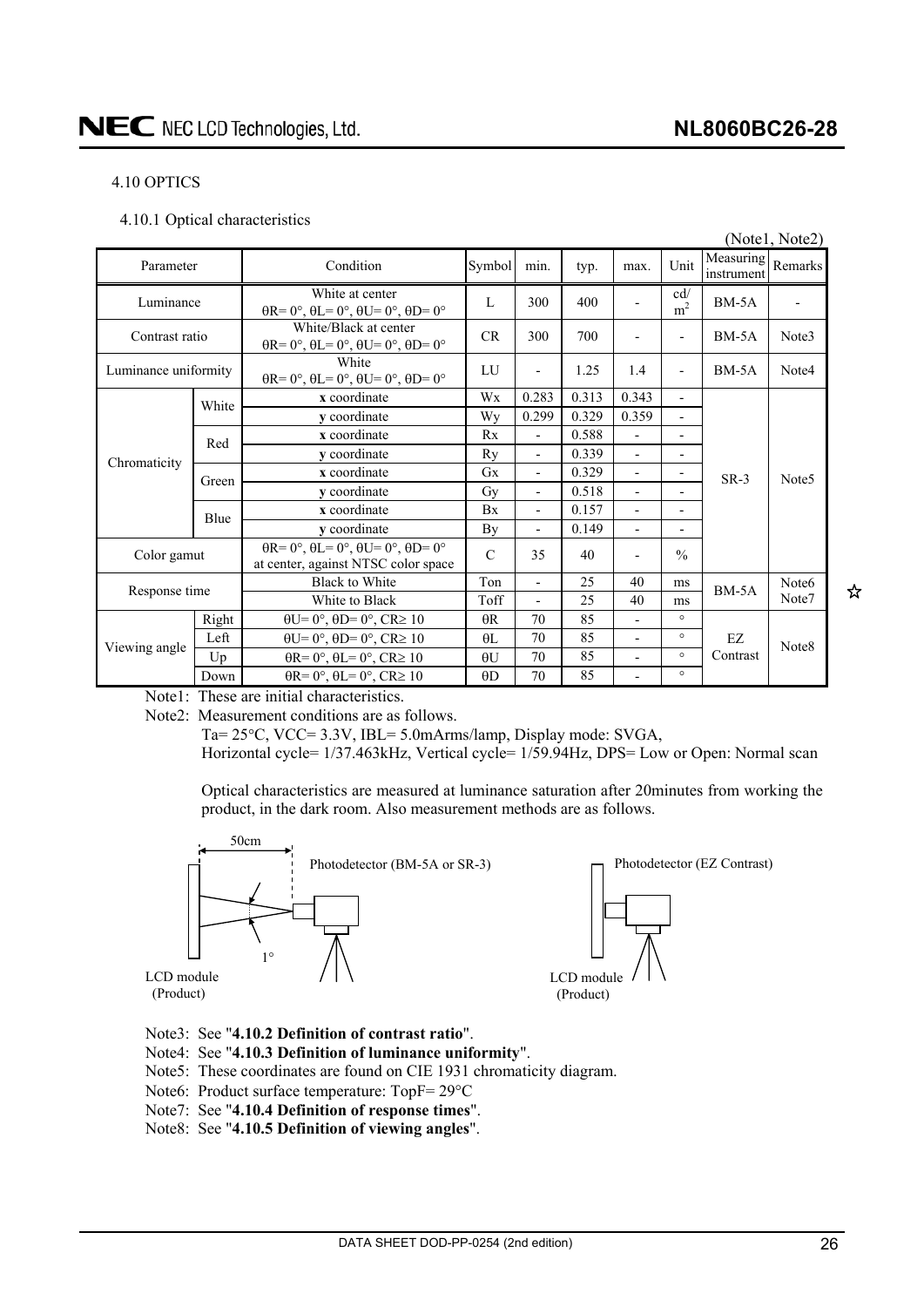## 4.10 OPTICS

### 4.10.1 Optical characteristics

(Note1, Note2)

| Parameter | | Condition | Symbol | min. | typ. | max. | Unit | Measuring instrument | Remarks |
|---|---|---|---|---|---|---|---|---|---|
| Luminance | | White at center θR= 0°, θL= 0°, θU= 0°, θD= 0° | L | 300 | 400 | - | cd/m² | BM-5A | - |
| Contrast ratio | | White/Black at center θR= 0°, θL= 0°, θU= 0°, θD= 0° | CR | 300 | 700 | - | - | BM-5A | Note3 |
| Luminance uniformity | | White θR= 0°, θL= 0°, θU= 0°, θD= 0° | LU | - | 1.25 | 1.4 | - | BM-5A | Note4 |
| Chromaticity | White | **x** coordinate | Wx | 0.283 | 0.313 | 0.343 | - | SR-3 | Note5 |
| | | **y** coordinate | Wy | 0.299 | 0.329 | 0.359 | - | | |
| | Red | **x** coordinate | Rx | - | 0.588 | - | - | | |
| | | **y** coordinate | Ry | - | 0.339 | - | - | | |
| | Green | **x** coordinate | Gx | - | 0.329 | - | - | | |
| | | **y** coordinate | Gy | - | 0.518 | - | - | | |
| | Blue | **x** coordinate | Bx | - | 0.157 | - | - | | |
| | | **y** coordinate | By | - | 0.149 | - | - | | |
| Color gamut | | θR= 0°, θL= 0°, θU= 0°, θD= 0° at center, against NTSC color space | C | 35 | 40 | - | % | | |
| Response time | | Black to White | Ton | - | 25 | 40 | ms | BM-5A | Note6 Note7 |
| | | White to Black | Toff | - | 25 | 40 | ms | | |
| Viewing angle | Right | θU= 0°, θD= 0°, CR≥ 10 | θR | 70 | 85 | - | ° | EZ Contrast | Note8 |
| | Left | θU= 0°, θD= 0°, CR≥ 10 | θL | 70 | 85 | - | ° | | |
| | Up | θR= 0°, θL= 0°, CR≥ 10 | θU | 70 | 85 | - | ° | | |
| | Down | θR= 0°, θL= 0°, CR≥ 10 | θD | 70 | 85 | - | ° | | |

☆

Note1: These are initial characteristics.

Note2: Measurement conditions are as follows.

Ta= 25°C, VCC= 3.3V, IBL= 5.0mArms/lamp, Display mode: SVGA,
Horizontal cycle= 1/37.463kHz, Vertical cycle= 1/59.94Hz, DPS= Low or Open: Normal scan

Optical characteristics are measured at luminance saturation after 20minutes from working the product, in the dark room. Also measurement methods are as follows.

50cm

Photodetector (BM-5A or SR-3)

1°

LCD module (Product)

Photodetector (EZ Contrast)

LCD module (Product)

Note3: See "**4.10.2 Definition of contrast ratio**".

Note4: See "**4.10.3 Definition of luminance uniformity**".

Note5: These coordinates are found on CIE 1931 chromaticity diagram.

Note6: Product surface temperature: TopF= 29°C

Note7: See "**4.10.4 Definition of response times**".

Note8: See "**4.10.5 Definition of viewing angles**".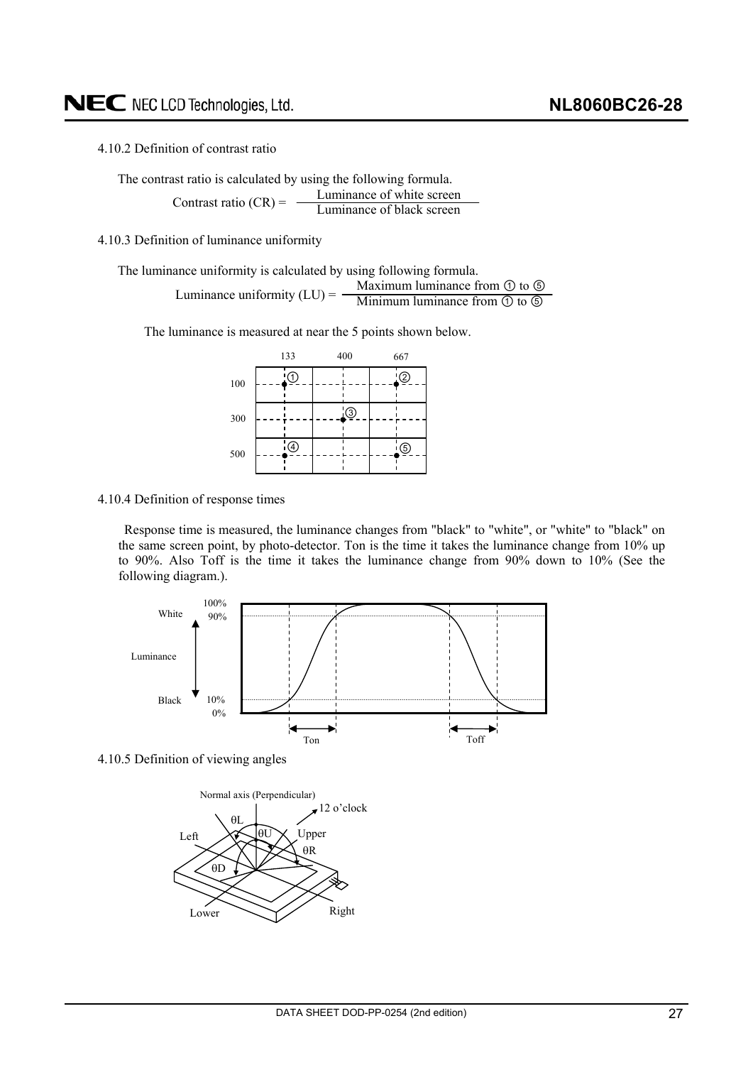4.10.2 Definition of contrast ratio

The contrast ratio is calculated by using the following formula.

$$\text{Contrast ratio (CR)} = \frac{\text{Luminance of white screen}}{\text{Luminance of black screen}}$$

4.10.3 Definition of luminance uniformity

The luminance uniformity is calculated by using following formula.

$$\text{Luminance uniformity (LU)} = \frac{\text{Maximum luminance from ① to ⑤}}{\text{Minimum luminance from ① to ⑤}}$$

The luminance is measured at near the 5 points shown below.

4.10.4 Definition of response times

Response time is measured, the luminance changes from "black" to "white", or "white" to "black" on the same screen point, by photo-detector. Ton is the time it takes the luminance change from 10% up to 90%. Also Toff is the time it takes the luminance change from 90% down to 10% (See the following diagram.).

4.10.5 Definition of viewing angles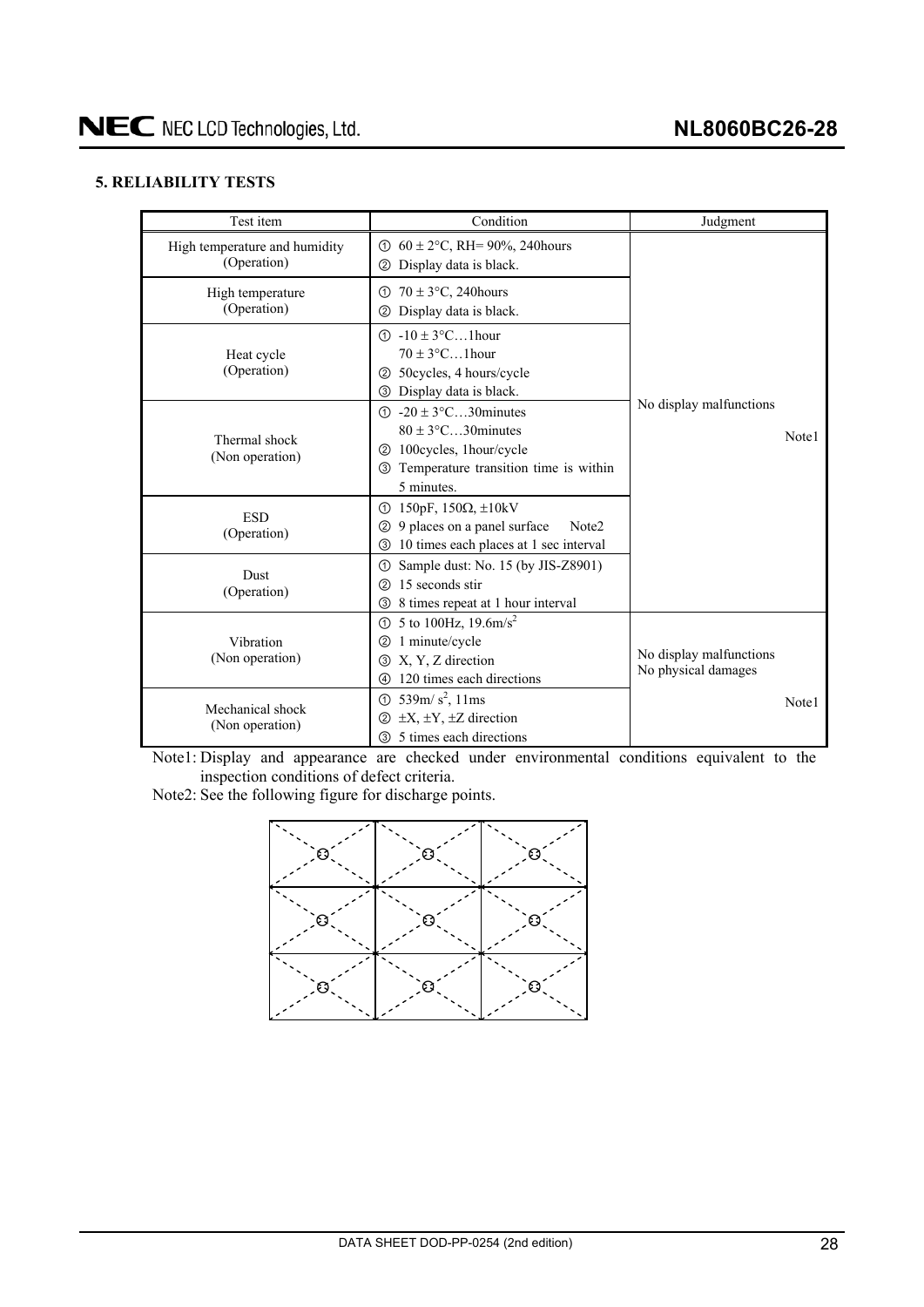## 5. RELIABILITY TESTS

| Test item | Condition | Judgment |
|---|---|---|
| High temperature and humidity (Operation) | ① 60 ± 2°C, RH= 90%, 240hours<br>② Display data is black. | No display malfunctions<br><br>Note1 |
| High temperature (Operation) | ① 70 ± 3°C, 240hours<br>② Display data is black. | |
| Heat cycle (Operation) | ① -10 ± 3°C…1hour<br>70 ± 3°C…1hour<br>② 50cycles, 4 hours/cycle<br>③ Display data is black. | |
| Thermal shock (Non operation) | ① -20 ± 3°C…30minutes<br>80 ± 3°C…30minutes<br>② 100cycles, 1hour/cycle<br>③ Temperature transition time is within 5 minutes. | |
| ESD (Operation) | ① 150pF, 150Ω, ±10kV<br>② 9 places on a panel surface Note2<br>③ 10 times each places at 1 sec interval | |
| Dust (Operation) | ① Sample dust: No. 15 (by JIS-Z8901)<br>② 15 seconds stir<br>③ 8 times repeat at 1 hour interval | |
| Vibration (Non operation) | ① 5 to 100Hz, $19.6m/s^2$<br>② 1 minute/cycle<br>③ X, Y, Z direction<br>④ 120 times each directions | No display malfunctions<br>No physical damages<br><br>Note1 |
| Mechanical shock (Non operation) | ① $539m/s^2$, 11ms<br>② ±X, ±Y, ±Z direction<br>③ 5 times each directions | |

Note1: Display and appearance are checked under environmental conditions equivalent to the inspection conditions of defect criteria.

Note2: See the following figure for discharge points.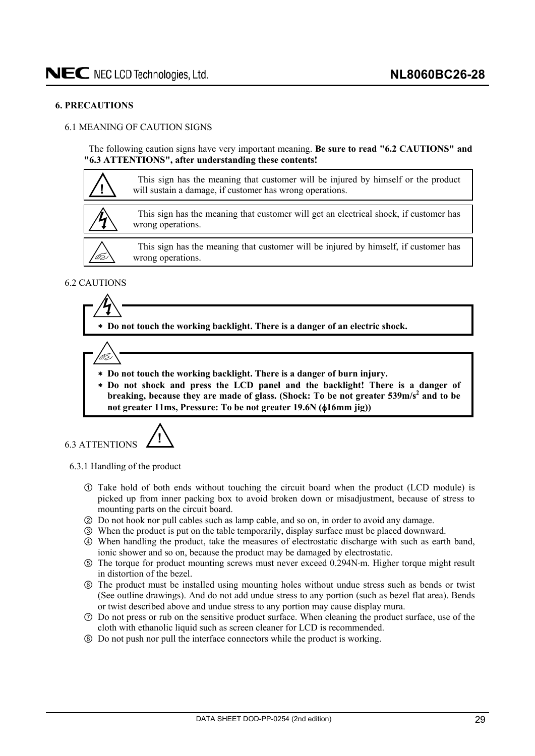## 6. PRECAUTIONS

### 6.1 MEANING OF CAUTION SIGNS

The following caution signs have very important meaning. **Be sure to read "6.2 CAUTIONS" and "6.3 ATTENTIONS", after understanding these contents!**

| Sign | Meaning |
|---|---|
| ! | This sign has the meaning that customer will be injured by himself or the product will sustain a damage, if customer has wrong operations. |
| (electric shock) | This sign has the meaning that customer will get an electrical shock, if customer has wrong operations. |
| (injury) | This sign has the meaning that customer will be injured by himself, if customer has wrong operations. |

### 6.2 CAUTIONS

* **Do not touch the working backlight. There is a danger of an electric shock.**

* **Do not touch the working backlight. There is a danger of burn injury.**
* **Do not shock and press the LCD panel and the backlight! There is a danger of breaking, because they are made of glass. (Shock: To be not greater $539 m/s^2$ and to be not greater 11ms, Pressure: To be not greater 19.6N (ϕ16mm jig))**

### 6.3 ATTENTIONS

#### 6.3.1 Handling of the product

① Take hold of both ends without touching the circuit board when the product (LCD module) is picked up from inner packing box to avoid broken down or misadjustment, because of stress to mounting parts on the circuit board.

② Do not hook nor pull cables such as lamp cable, and so on, in order to avoid any damage.

③ When the product is put on the table temporarily, display surface must be placed downward.

④ When handling the product, take the measures of electrostatic discharge with such as earth band, ionic shower and so on, because the product may be damaged by electrostatic.

⑤ The torque for product mounting screws must never exceed 0.294N·m. Higher torque might result in distortion of the bezel.

⑥ The product must be installed using mounting holes without undue stress such as bends or twist (See outline drawings). And do not add undue stress to any portion (such as bezel flat area). Bends or twist described above and undue stress to any portion may cause display mura.

⑦ Do not press or rub on the sensitive product surface. When cleaning the product surface, use of the cloth with ethanolic liquid such as screen cleaner for LCD is recommended.

⑧ Do not push nor pull the interface connectors while the product is working.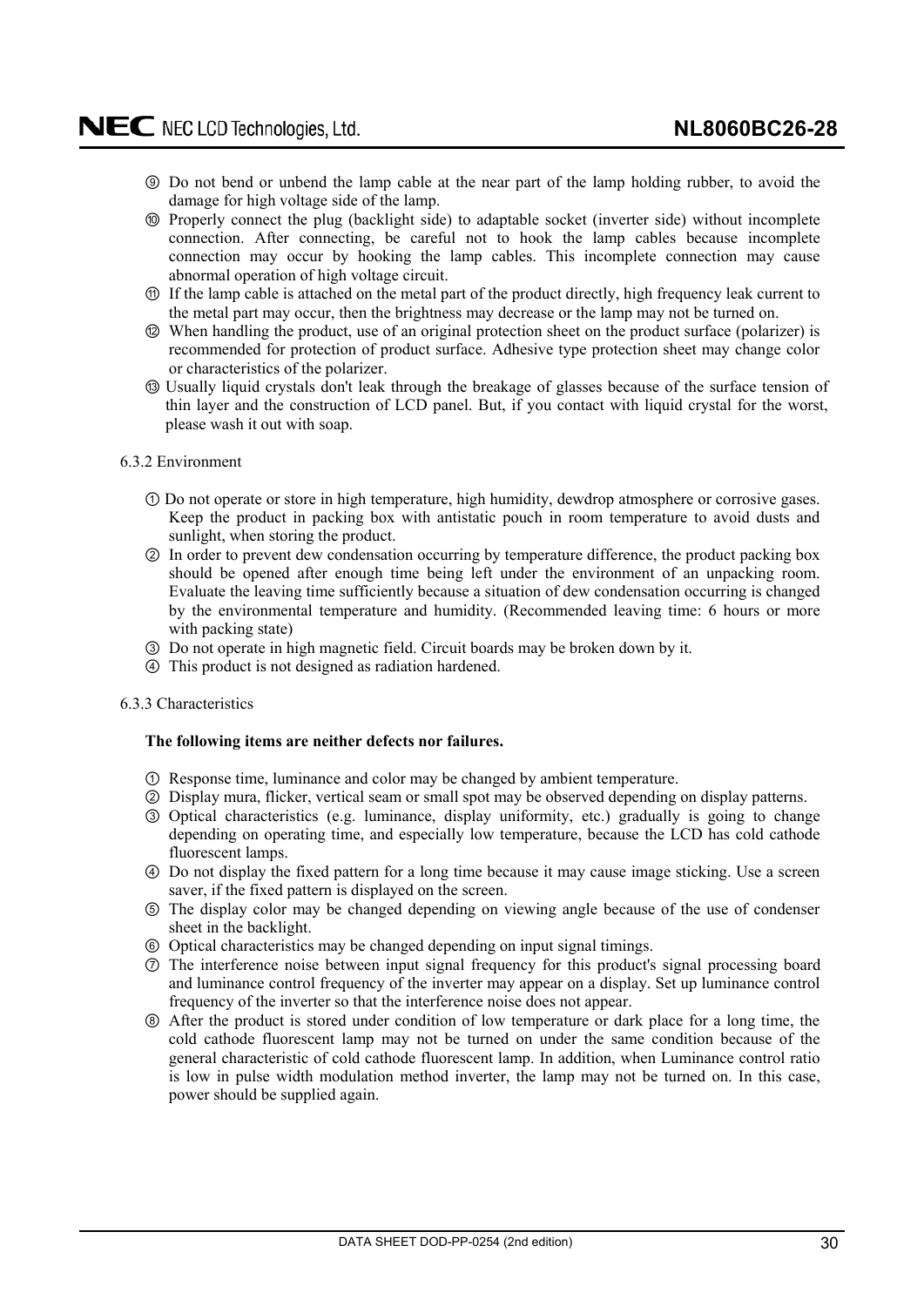⑨ Do not bend or unbend the lamp cable at the near part of the lamp holding rubber, to avoid the damage for high voltage side of the lamp.

⑩ Properly connect the plug (backlight side) to adaptable socket (inverter side) without incomplete connection. After connecting, be careful not to hook the lamp cables because incomplete connection may occur by hooking the lamp cables. This incomplete connection may cause abnormal operation of high voltage circuit.

⑪ If the lamp cable is attached on the metal part of the product directly, high frequency leak current to the metal part may occur, then the brightness may decrease or the lamp may not be turned on.

⑫ When handling the product, use of an original protection sheet on the product surface (polarizer) is recommended for protection of product surface. Adhesive type protection sheet may change color or characteristics of the polarizer.

⑬ Usually liquid crystals don't leak through the breakage of glasses because of the surface tension of thin layer and the construction of LCD panel. But, if you contact with liquid crystal for the worst, please wash it out with soap.

6.3.2 Environment

① Do not operate or store in high temperature, high humidity, dewdrop atmosphere or corrosive gases. Keep the product in packing box with antistatic pouch in room temperature to avoid dusts and sunlight, when storing the product.

② In order to prevent dew condensation occurring by temperature difference, the product packing box should be opened after enough time being left under the environment of an unpacking room. Evaluate the leaving time sufficiently because a situation of dew condensation occurring is changed by the environmental temperature and humidity. (Recommended leaving time: 6 hours or more with packing state)

③ Do not operate in high magnetic field. Circuit boards may be broken down by it.

④ This product is not designed as radiation hardened.

6.3.3 Characteristics

**The following items are neither defects nor failures.**

① Response time, luminance and color may be changed by ambient temperature.

② Display mura, flicker, vertical seam or small spot may be observed depending on display patterns.

③ Optical characteristics (e.g. luminance, display uniformity, etc.) gradually is going to change depending on operating time, and especially low temperature, because the LCD has cold cathode fluorescent lamps.

④ Do not display the fixed pattern for a long time because it may cause image sticking. Use a screen saver, if the fixed pattern is displayed on the screen.

⑤ The display color may be changed depending on viewing angle because of the use of condenser sheet in the backlight.

⑥ Optical characteristics may be changed depending on input signal timings.

⑦ The interference noise between input signal frequency for this product's signal processing board and luminance control frequency of the inverter may appear on a display. Set up luminance control frequency of the inverter so that the interference noise does not appear.

⑧ After the product is stored under condition of low temperature or dark place for a long time, the cold cathode fluorescent lamp may not be turned on under the same condition because of the general characteristic of cold cathode fluorescent lamp. In addition, when Luminance control ratio is low in pulse width modulation method inverter, the lamp may not be turned on. In this case, power should be supplied again.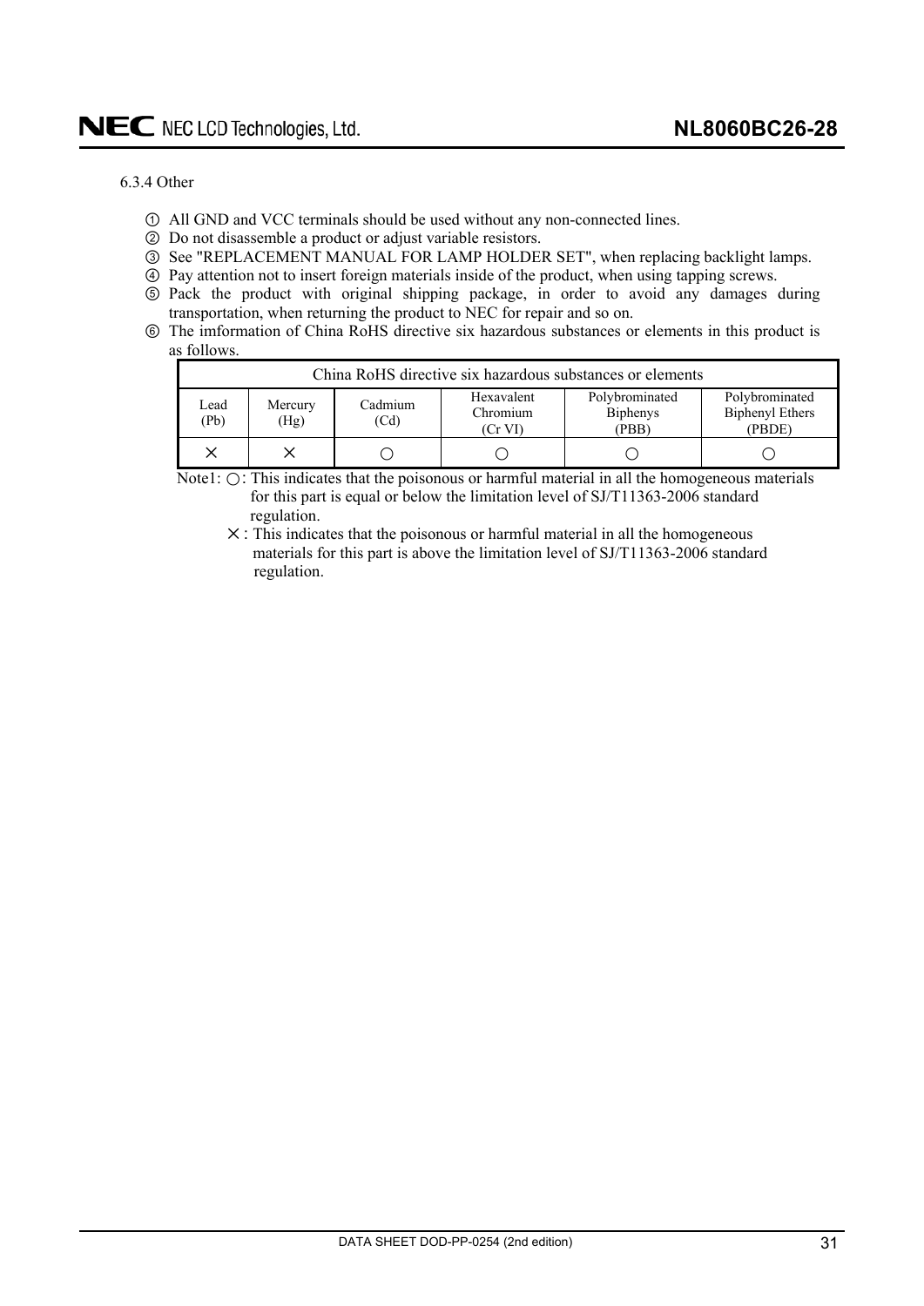6.3.4 Other

① All GND and VCC terminals should be used without any non-connected lines.
② Do not disassemble a product or adjust variable resistors.
③ See "REPLACEMENT MANUAL FOR LAMP HOLDER SET", when replacing backlight lamps.
④ Pay attention not to insert foreign materials inside of the product, when using tapping screws.
⑤ Pack the product with original shipping package, in order to avoid any damages during transportation, when returning the product to NEC for repair and so on.
⑥ The imformation of China RoHS directive six hazardous substances or elements in this product is as follows.

| China RoHS directive six hazardous substances or elements | | | | | |
|---|---|---|---|---|---|
| Lead (Pb) | Mercury (Hg) | Cadmium (Cd) | Hexavalent Chromium (Cr VI) | Polybrominated Biphenys (PBB) | Polybrominated Biphenyl Ethers (PBDE) |
| × | × | ○ | ○ | ○ | ○ |

Note1: ○: This indicates that the poisonous or harmful material in all the homogeneous materials for this part is equal or below the limitation level of SJ/T11363-2006 standard regulation.

×: This indicates that the poisonous or harmful material in all the homogeneous materials for this part is above the limitation level of SJ/T11363-2006 standard regulation.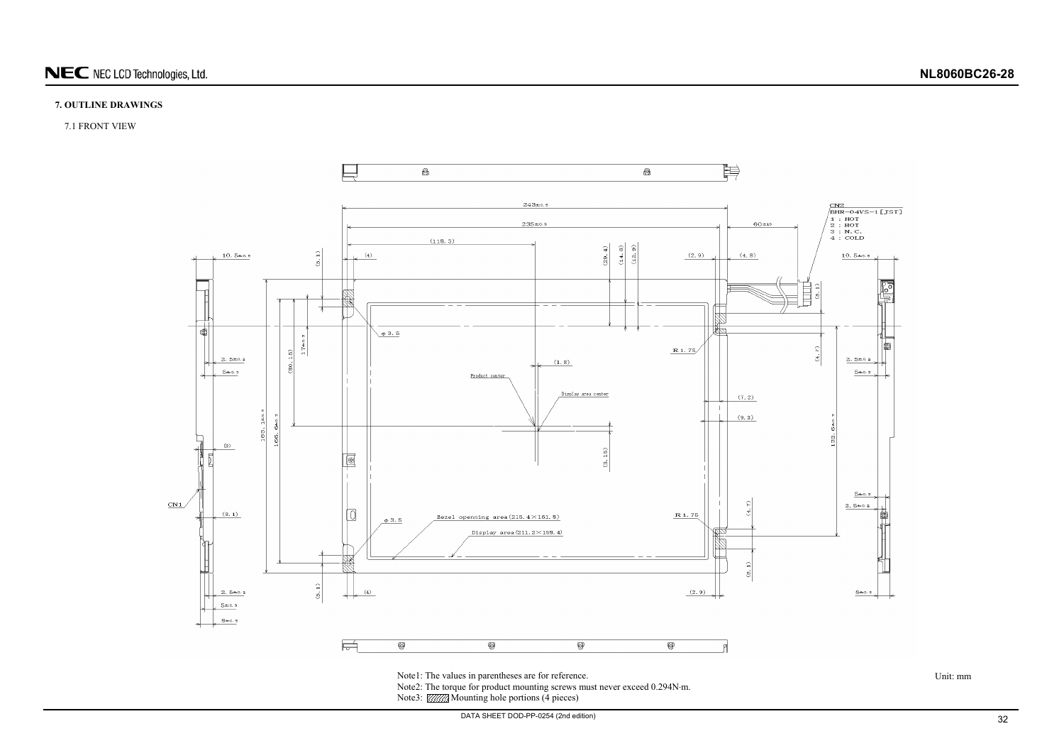## 7. OUTLINE DRAWINGS

### 7.1 FRONT VIEW

Note1: The values in parentheses are for reference.

Note2: The torque for product mounting screws must never exceed 0.294N·m.

Note3: Mounting hole portions (4 pieces)

Unit: mm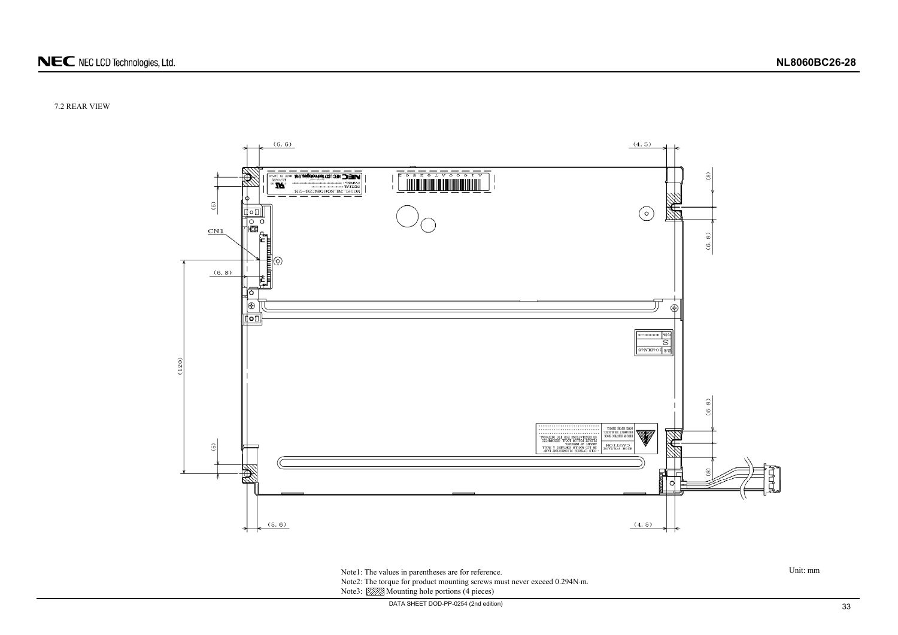7.2 REAR VIEW

(6.6)

(4.5)

(5)

CN1

(6.8)

(120)

(5)

(5.6)

(4.5)

(8)

(6.8)

(6.8)

(8)

Note1: The values in parentheses are for reference.

Note2: The torque for product mounting screws must never exceed 0.294N·m.

Note3: Mounting hole portions (4 pieces)

Unit: mm